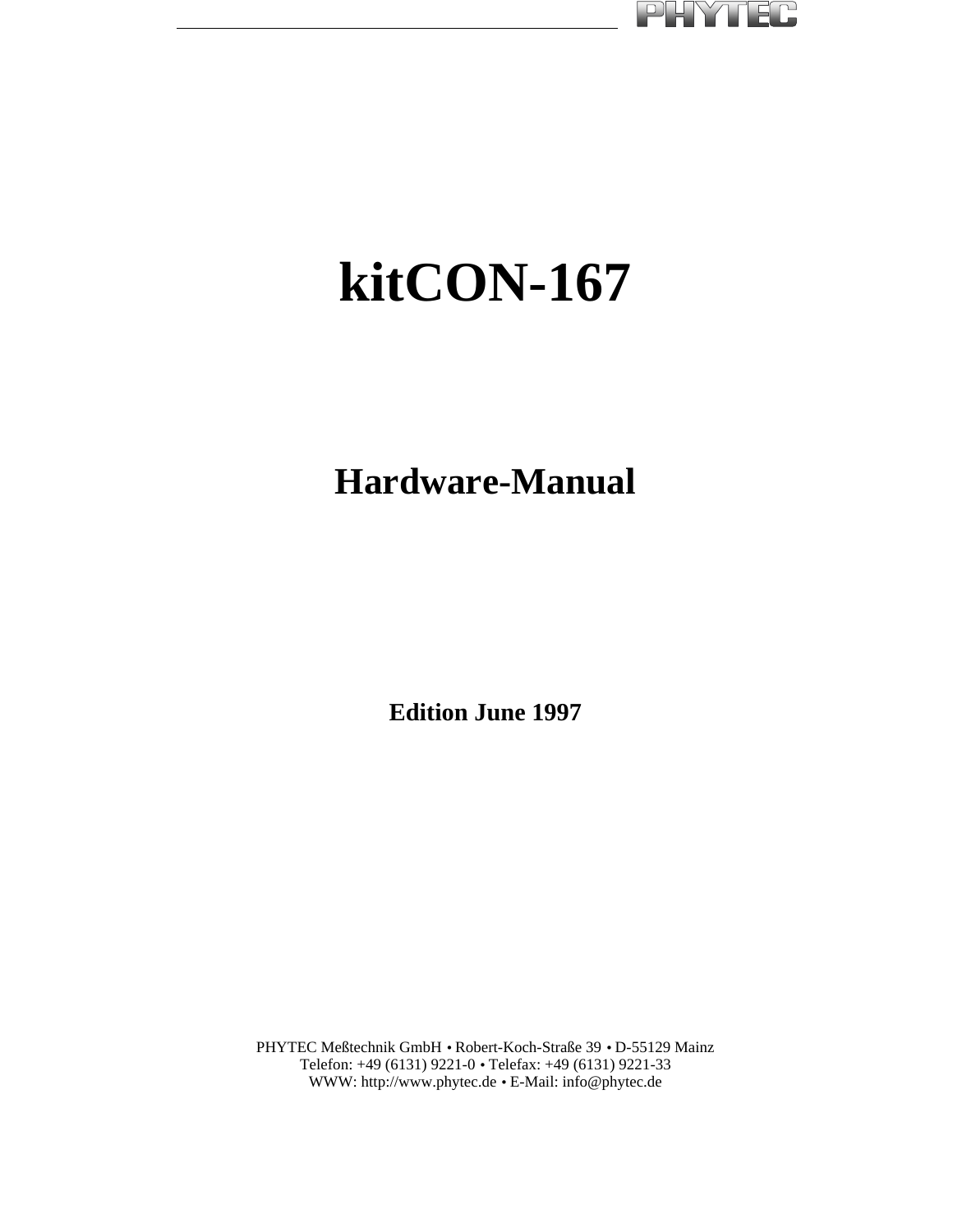# kitCON-167

## Hardware-Manual

**Edition June 1997**

PHYTEC Meßtechnik GmbH • Robert-Koch-Straße 39 • D-55129 Mainz
Telefon: +49 (6131) 9221-0 • Telefax: +49 (6131) 9221-33
WWW: http://www.phytec.de • E-Mail: info@phytec.de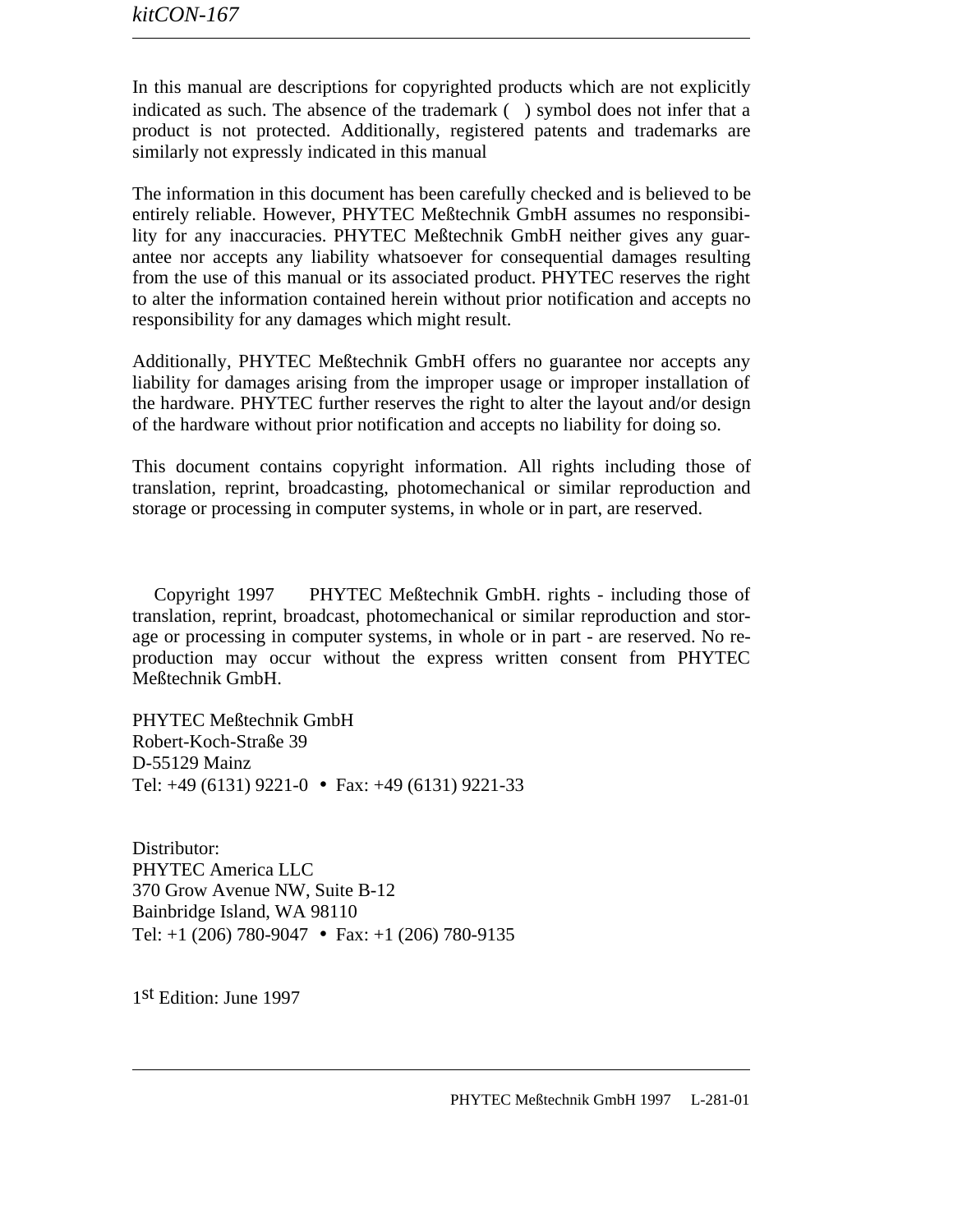In this manual are descriptions for copyrighted products which are not explicitly indicated as such. The absence of the trademark ( ) symbol does not infer that a product is not protected. Additionally, registered patents and trademarks are similarly not expressly indicated in this manual

The information in this document has been carefully checked and is believed to be entirely reliable. However, PHYTEC Meßtechnik GmbH assumes no responsibility for any inaccuracies. PHYTEC Meßtechnik GmbH neither gives any guarantee nor accepts any liability whatsoever for consequential damages resulting from the use of this manual or its associated product. PHYTEC reserves the right to alter the information contained herein without prior notification and accepts no responsibility for any damages which might result.

Additionally, PHYTEC Meßtechnik GmbH offers no guarantee nor accepts any liability for damages arising from the improper usage or improper installation of the hardware. PHYTEC further reserves the right to alter the layout and/or design of the hardware without prior notification and accepts no liability for doing so.

This document contains copyright information. All rights including those of translation, reprint, broadcasting, photomechanical or similar reproduction and storage or processing in computer systems, in whole or in part, are reserved.

Copyright 1997 PHYTEC Meßtechnik GmbH. rights - including those of translation, reprint, broadcast, photomechanical or similar reproduction and storage or processing in computer systems, in whole or in part - are reserved. No reproduction may occur without the express written consent from PHYTEC Meßtechnik GmbH.

PHYTEC Meßtechnik GmbH
Robert-Koch-Straße 39
D-55129 Mainz
Tel: +49 (6131) 9221-0 • Fax: +49 (6131) 9221-33

Distributor:
PHYTEC America LLC
370 Grow Avenue NW, Suite B-12
Bainbridge Island, WA 98110
Tel: +1 (206) 780-9047 • Fax: +1 (206) 780-9135

1st Edition: June 1997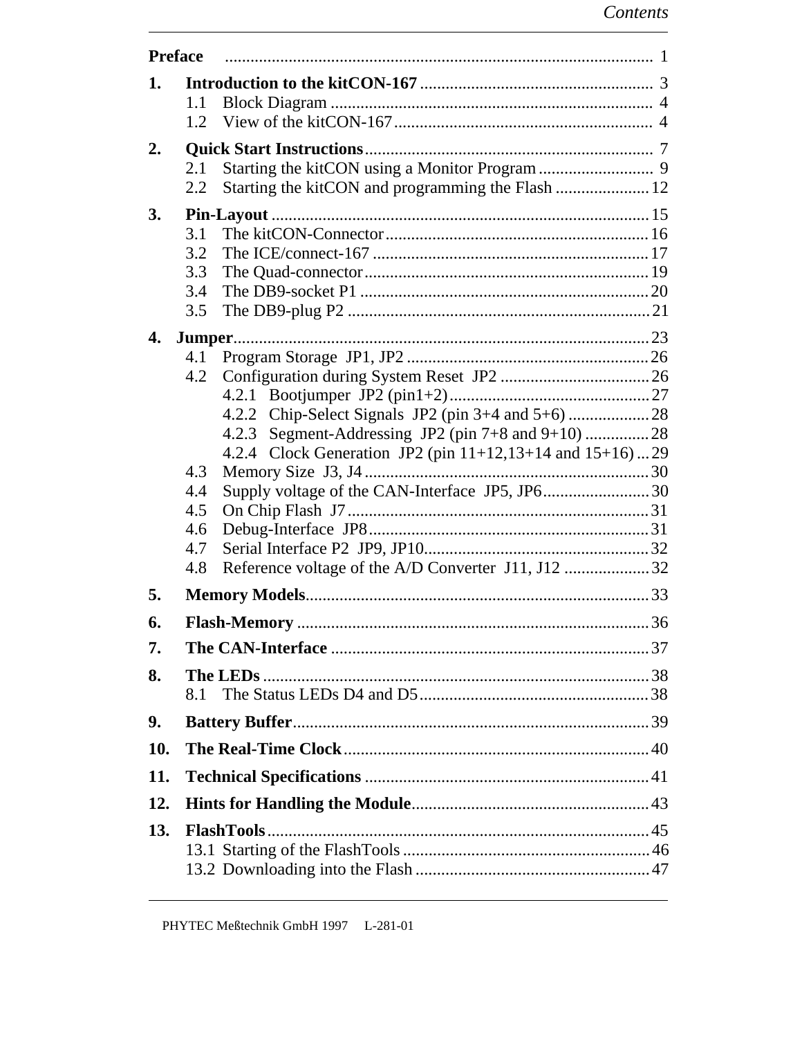# Contents

**Preface** .................................................................................................. 1

**1. Introduction to the kitCON-167** ...................................................... 3
- 1.1 Block Diagram ........................................................................... 4
- 1.2 View of the kitCON-167............................................................. 4

**2. Quick Start Instructions**................................................................... 7
- 2.1 Starting the kitCON using a Monitor Program ........................... 9
- 2.2 Starting the kitCON and programming the Flash ......................12

**3. Pin-Layout** .......................................................................................15
- 3.1 The kitCON-Connector.............................................................16
- 3.2 The ICE/connect-167 ................................................................17
- 3.3 The Quad-connector..................................................................19
- 3.4 The DB9-socket P1 ...................................................................20
- 3.5 The DB9-plug P2 ......................................................................21

**4. Jumper**...............................................................................................23
- 4.1 Program Storage JP1, JP2 ........................................................26
- 4.2 Configuration during System Reset JP2 ...................................26
  - 4.2.1 Bootjumper JP2 (pin1+2)...............................................27
  - 4.2.2 Chip-Select Signals JP2 (pin 3+4 and 5+6) ...................28
  - 4.2.3 Segment-Addressing JP2 (pin 7+8 and 9+10) ..............28
  - 4.2.4 Clock Generation JP2 (pin 11+12,13+14 and 15+16) ...29
- 4.3 Memory Size J3, J4 ..................................................................30
- 4.4 Supply voltage of the CAN-Interface JP5, JP6.........................30
- 4.5 On Chip Flash J7......................................................................31
- 4.6 Debug-Interface JP8.................................................................31
- 4.7 Serial Interface P2 JP9, JP10....................................................32
- 4.8 Reference voltage of the A/D Converter J11, J12 ....................32

**5. Memory Models**................................................................................33

**6. Flash-Memory** ..................................................................................36

**7. The CAN-Interface** ..........................................................................37

**8. The LEDs** ..........................................................................................38
- 8.1 The Status LEDs D4 and D5.....................................................38

**9. Battery Buffer**...................................................................................39

**10. The Real-Time Clock**.......................................................................40

**11. Technical Specifications** ..................................................................41

**12. Hints for Handling the Module**.......................................................43

**13. FlashTools**.........................................................................................45
- 13.1 Starting of the FlashTools ..........................................................46
- 13.2 Downloading into the Flash .......................................................47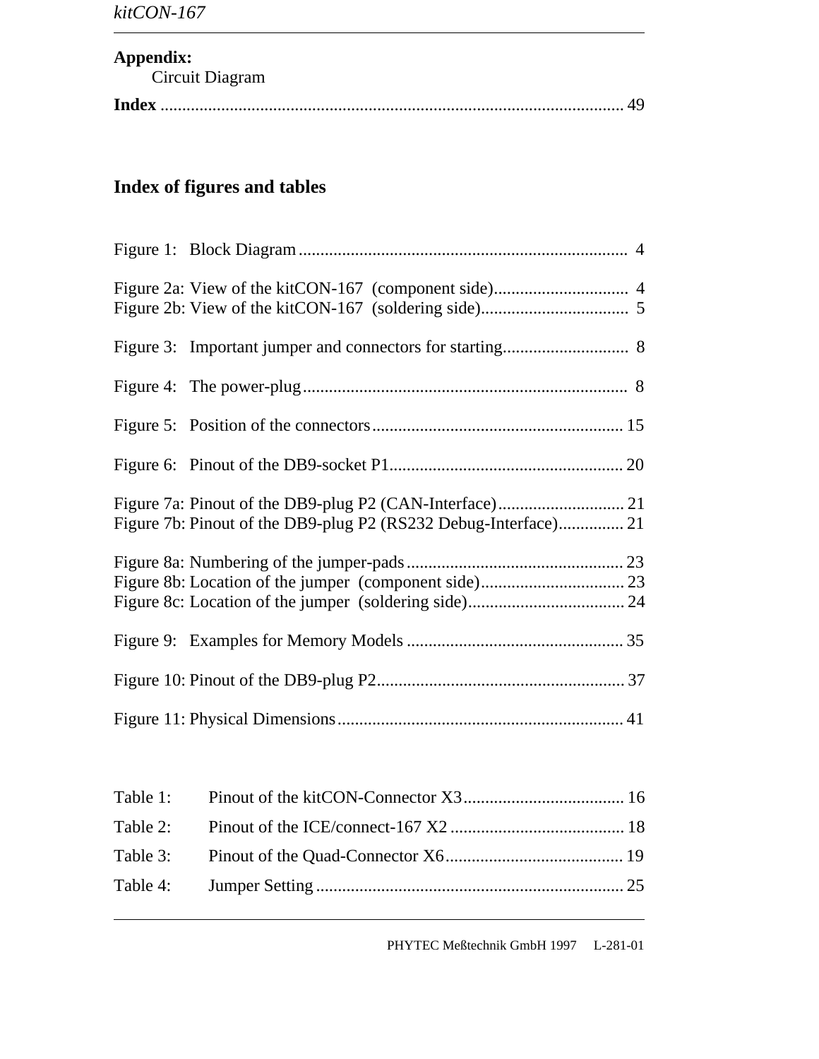**Appendix:**
Circuit Diagram

**Index** ........................................................................................................ 49

## Index of figures and tables

Figure 1: Block Diagram ........................................................................... 4

Figure 2a: View of the kitCON-167 (component side)............................... 4
Figure 2b: View of the kitCON-167 (soldering side).................................. 5

Figure 3: Important jumper and connectors for starting............................. 8

Figure 4: The power-plug.......................................................................... 8

Figure 5: Position of the connectors......................................................... 15

Figure 6: Pinout of the DB9-socket P1..................................................... 20

Figure 7a: Pinout of the DB9-plug P2 (CAN-Interface)............................ 21
Figure 7b: Pinout of the DB9-plug P2 (RS232 Debug-Interface).............. 21

Figure 8a: Numbering of the jumper-pads................................................. 23
Figure 8b: Location of the jumper (component side)................................. 23
Figure 8c: Location of the jumper (soldering side).................................... 24

Figure 9: Examples for Memory Models .................................................. 35

Figure 10: Pinout of the DB9-plug P2........................................................ 37

Figure 11: Physical Dimensions................................................................. 41

Table 1: Pinout of the kitCON-Connector X3..................................... 16

Table 2: Pinout of the ICE/connect-167 X2 ........................................ 18

Table 3: Pinout of the Quad-Connector X6......................................... 19

Table 4: Jumper Setting ...................................................................... 25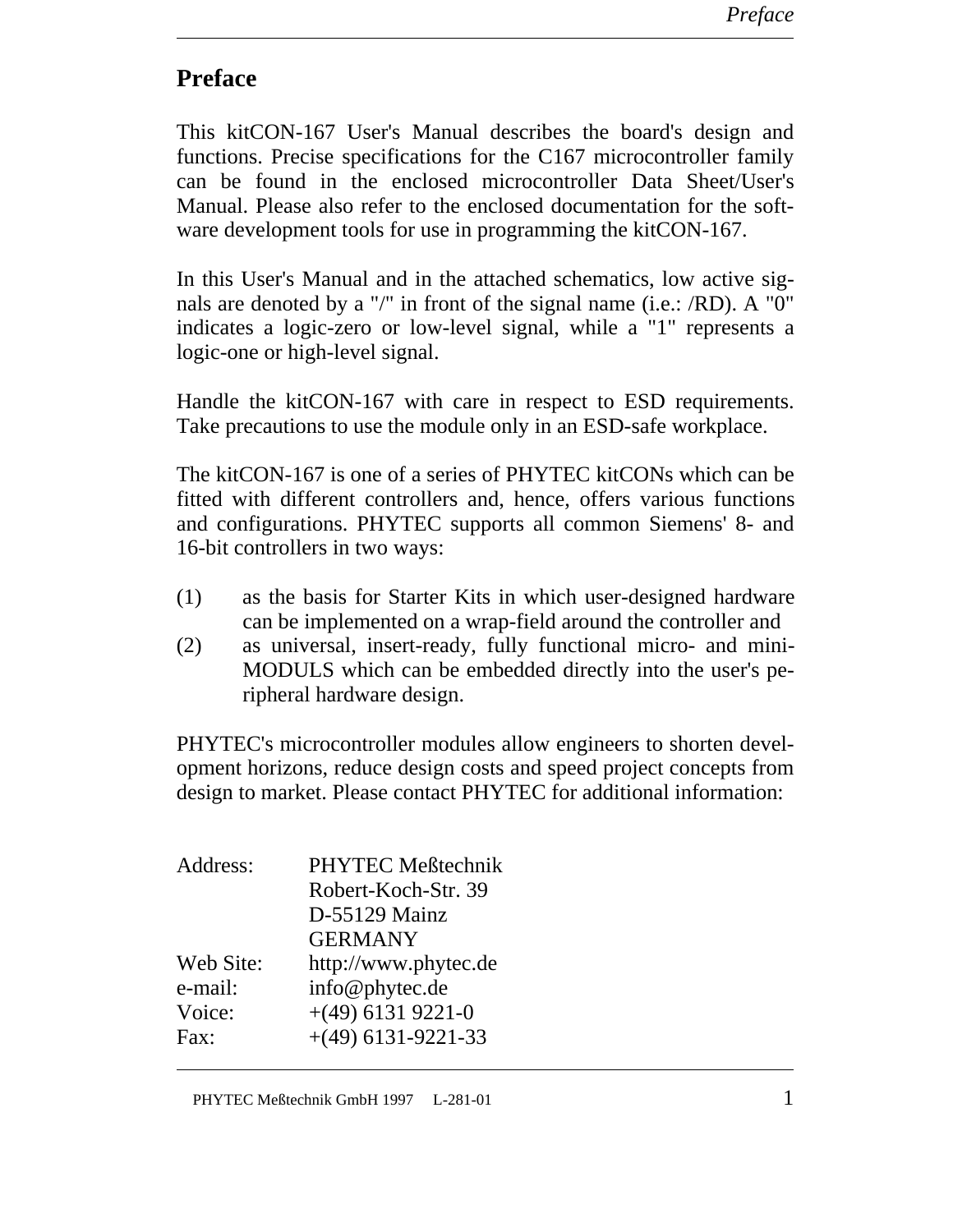# Preface

This kitCON-167 User's Manual describes the board's design and functions. Precise specifications for the C167 microcontroller family can be found in the enclosed microcontroller Data Sheet/User's Manual. Please also refer to the enclosed documentation for the software development tools for use in programming the kitCON-167.

In this User's Manual and in the attached schematics, low active signals are denoted by a "/" in front of the signal name (i.e.: /RD). A "0" indicates a logic-zero or low-level signal, while a "1" represents a logic-one or high-level signal.

Handle the kitCON-167 with care in respect to ESD requirements. Take precautions to use the module only in an ESD-safe workplace.

The kitCON-167 is one of a series of PHYTEC kitCONs which can be fitted with different controllers and, hence, offers various functions and configurations. PHYTEC supports all common Siemens' 8- and 16-bit controllers in two ways:

(1) as the basis for Starter Kits in which user-designed hardware can be implemented on a wrap-field around the controller and
(2) as universal, insert-ready, fully functional micro- and mini-MODULS which can be embedded directly into the user's peripheral hardware design.

PHYTEC's microcontroller modules allow engineers to shorten development horizons, reduce design costs and speed project concepts from design to market. Please contact PHYTEC for additional information:

| | |
|---|---|
| Address: | PHYTEC Meßtechnik<br>Robert-Koch-Str. 39<br>D-55129 Mainz<br>GERMANY |
| Web Site: | http://www.phytec.de |
| e-mail: | info@phytec.de |
| Voice: | +(49) 6131 9221-0 |
| Fax: | +(49) 6131-9221-33 |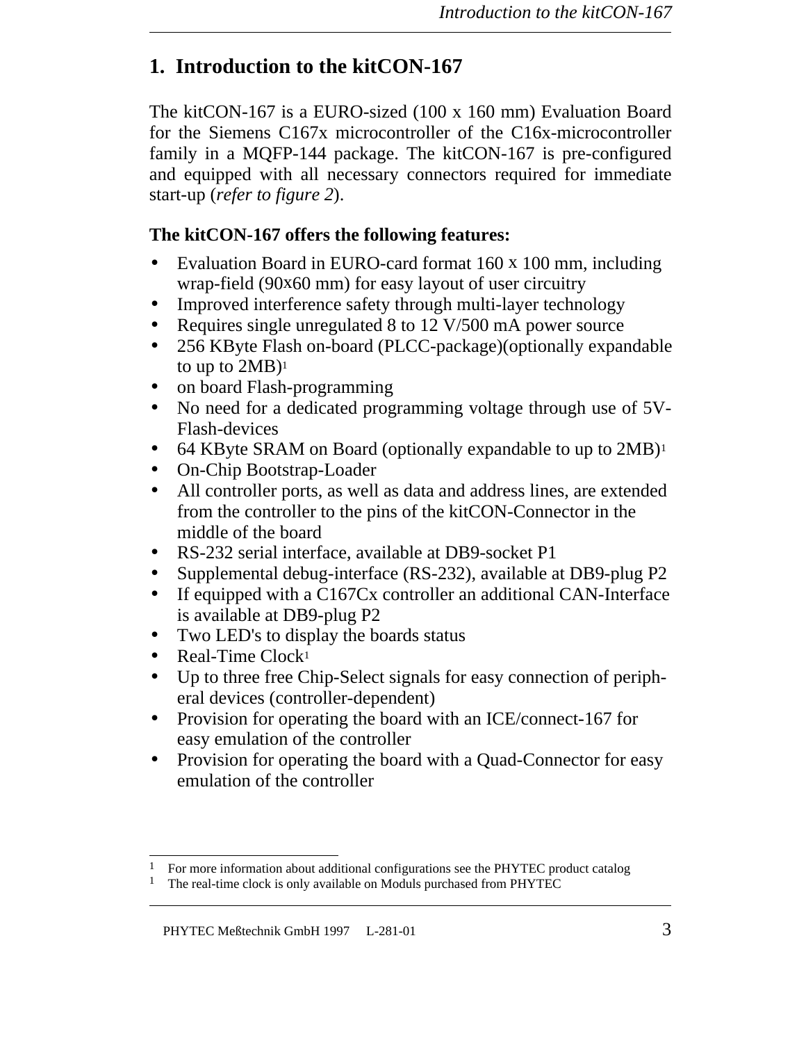# 1. Introduction to the kitCON-167

The kitCON-167 is a EURO-sized (100 x 160 mm) Evaluation Board for the Siemens C167x microcontroller of the C16x-microcontroller family in a MQFP-144 package. The kitCON-167 is pre-configured and equipped with all necessary connectors required for immediate start-up (*refer to figure 2*).

**The kitCON-167 offers the following features:**

- Evaluation Board in EURO-card format 160 x 100 mm, including wrap-field (90x60 mm) for easy layout of user circuitry
- Improved interference safety through multi-layer technology
- Requires single unregulated 8 to 12 V/500 mA power source
- 256 KByte Flash on-board (PLCC-package)(optionally expandable to up to 2MB)[1]
- on board Flash-programming
- No need for a dedicated programming voltage through use of 5V-Flash-devices
- 64 KByte SRAM on Board (optionally expandable to up to 2MB)[1]
- On-Chip Bootstrap-Loader
- All controller ports, as well as data and address lines, are extended from the controller to the pins of the kitCON-Connector in the middle of the board
- RS-232 serial interface, available at DB9-socket P1
- Supplemental debug-interface (RS-232), available at DB9-plug P2
- If equipped with a C167Cx controller an additional CAN-Interface is available at DB9-plug P2
- Two LED's to display the boards status
- Real-Time Clock[1]
- Up to three free Chip-Select signals for easy connection of peripheral devices (controller-dependent)
- Provision for operating the board with an ICE/connect-167 for easy emulation of the controller
- Provision for operating the board with a Quad-Connector for easy emulation of the controller

---

[1] For more information about additional configurations see the PHYTEC product catalog

[1] The real-time clock is only available on Moduls purchased from PHYTEC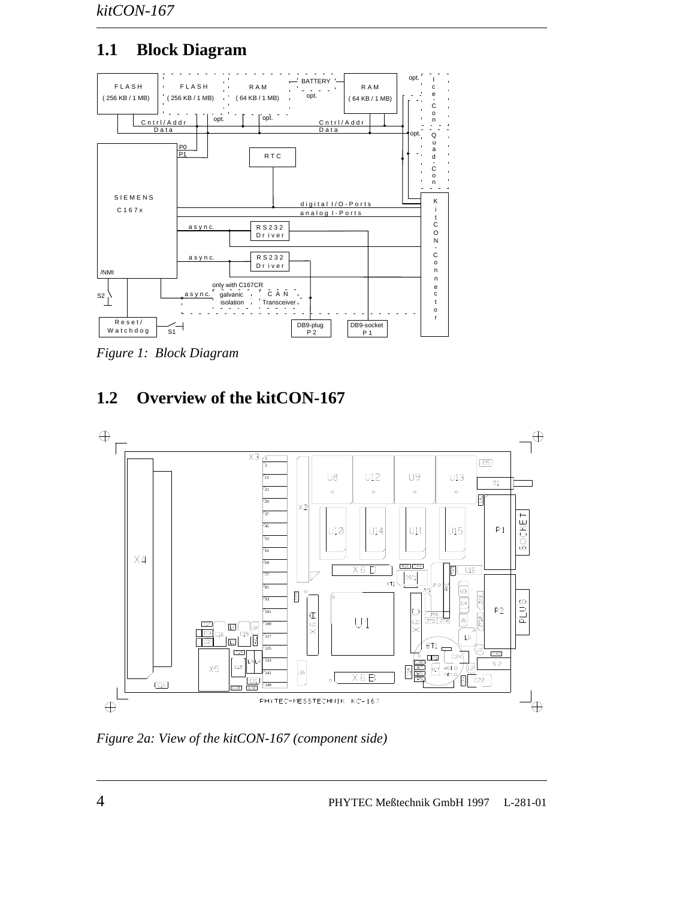## 1.1 Block Diagram

*Figure 1: Block Diagram*

## 1.2 Overview of the kitCON-167

*Figure 2a: View of the kitCON-167 (component side)*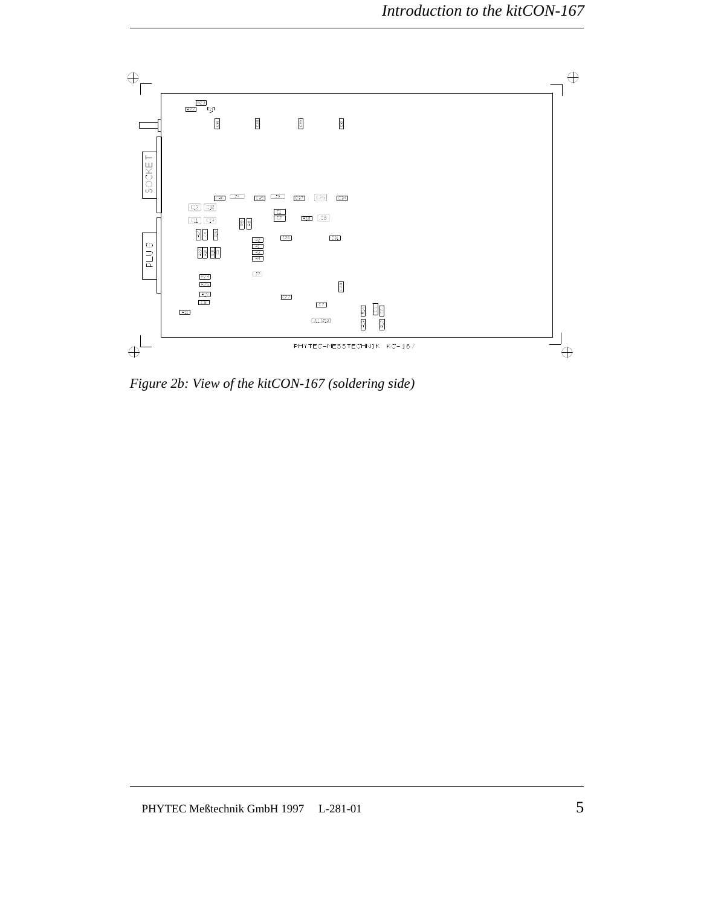*Figure 2b: View of the kitCON-167 (soldering side)*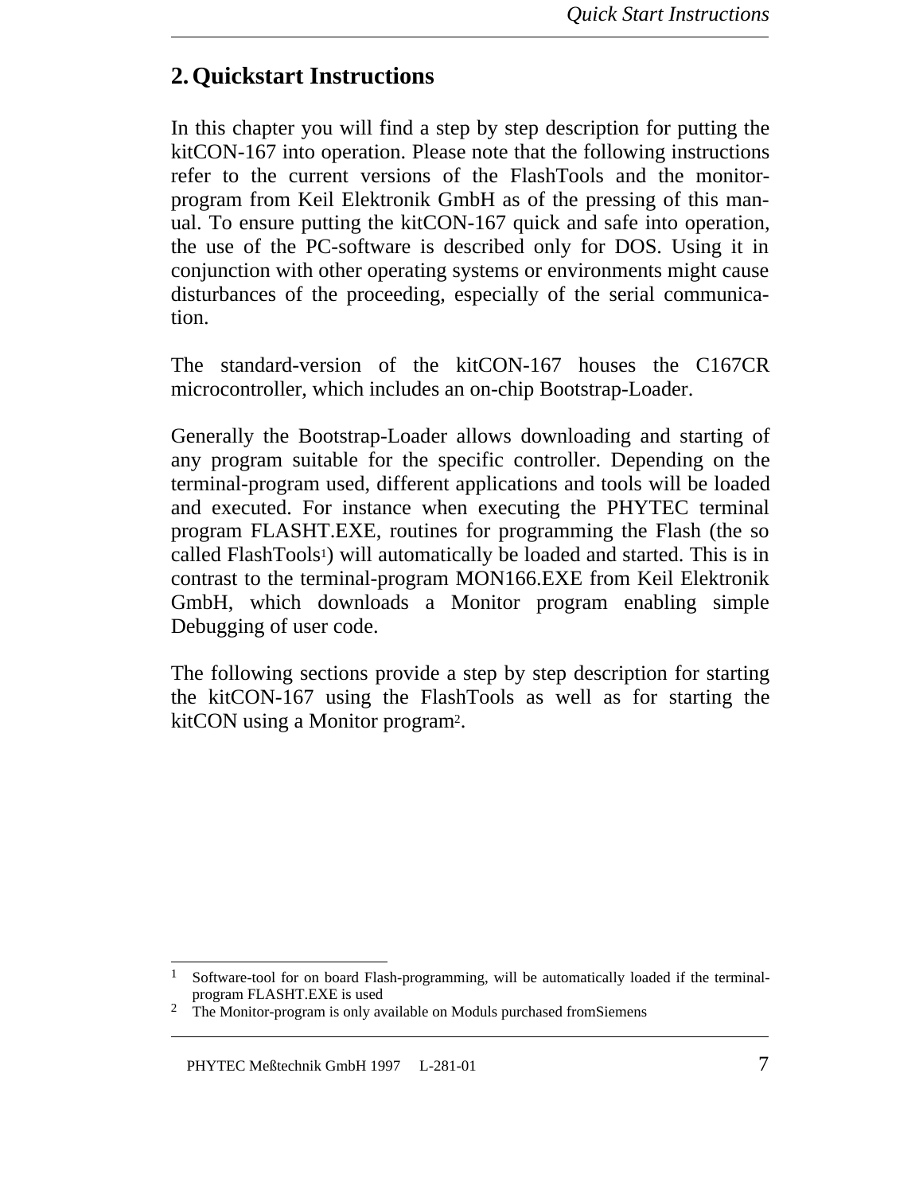# 2. Quickstart Instructions

In this chapter you will find a step by step description for putting the kitCON-167 into operation. Please note that the following instructions refer to the current versions of the FlashTools and the monitor-program from Keil Elektronik GmbH as of the pressing of this manual. To ensure putting the kitCON-167 quick and safe into operation, the use of the PC-software is described only for DOS. Using it in conjunction with other operating systems or environments might cause disturbances of the proceeding, especially of the serial communication.

The standard-version of the kitCON-167 houses the C167CR microcontroller, which includes an on-chip Bootstrap-Loader.

Generally the Bootstrap-Loader allows downloading and starting of any program suitable for the specific controller. Depending on the terminal-program used, different applications and tools will be loaded and executed. For instance when executing the PHYTEC terminal program FLASHT.EXE, routines for programming the Flash (the so called FlashTools[1]) will automatically be loaded and started. This is in contrast to the terminal-program MON166.EXE from Keil Elektronik GmbH, which downloads a Monitor program enabling simple Debugging of user code.

The following sections provide a step by step description for starting the kitCON-167 using the FlashTools as well as for starting the kitCON using a Monitor program[2].

[1] Software-tool for on board Flash-programming, will be automatically loaded if the terminal-program FLASHT.EXE is used

[2] The Monitor-program is only available on Moduls purchased fromSiemens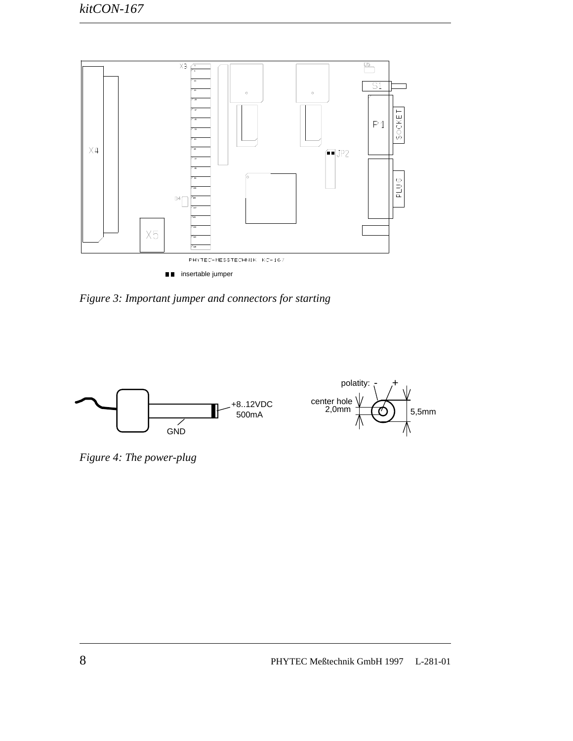■■ insertable jumper

*Figure 3: Important jumper and connectors for starting*

*Figure 4: The power-plug*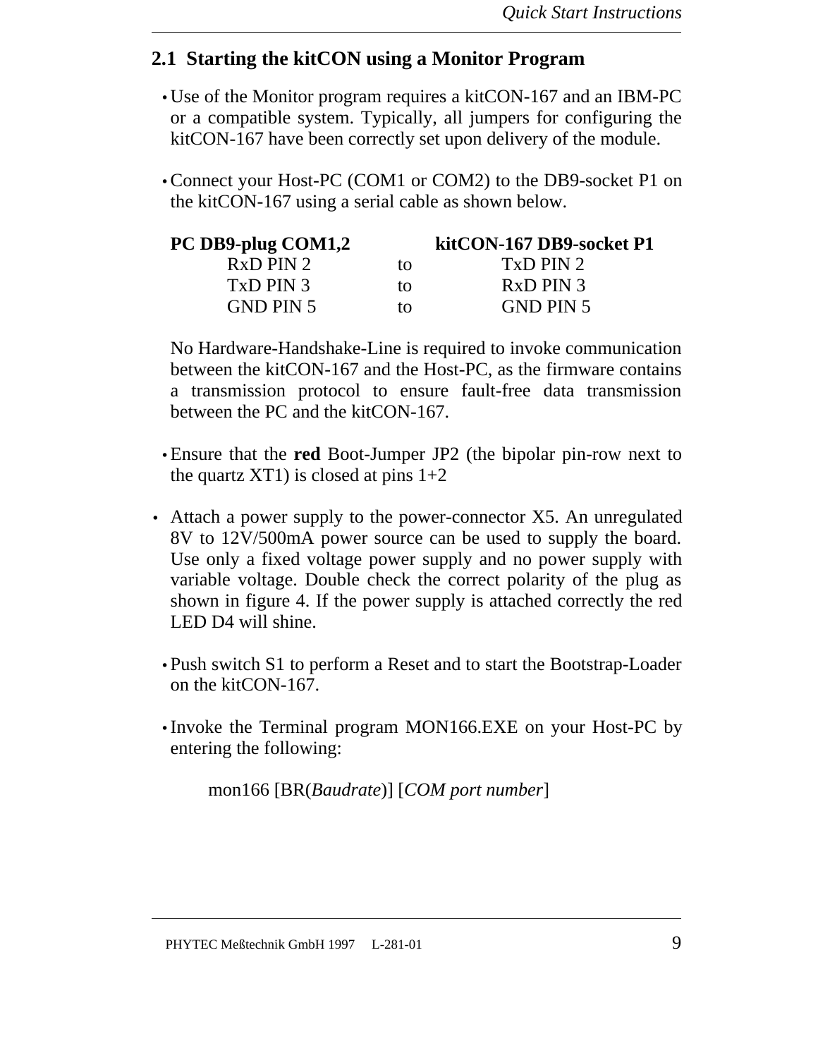## 2.1 Starting the kitCON using a Monitor Program

- Use of the Monitor program requires a kitCON-167 and an IBM-PC or a compatible system. Typically, all jumpers for configuring the kitCON-167 have been correctly set upon delivery of the module.

- Connect your Host-PC (COM1 or COM2) to the DB9-socket P1 on the kitCON-167 using a serial cable as shown below.

| PC DB9-plug COM1,2 | | kitCON-167 DB9-socket P1 |
|---|---|---|
| RxD PIN 2 | to | TxD PIN 2 |
| TxD PIN 3 | to | RxD PIN 3 |
| GND PIN 5 | to | GND PIN 5 |

  No Hardware-Handshake-Line is required to invoke communication between the kitCON-167 and the Host-PC, as the firmware contains a transmission protocol to ensure fault-free data transmission between the PC and the kitCON-167.

- Ensure that the **red** Boot-Jumper JP2 (the bipolar pin-row next to the quartz XT1) is closed at pins 1+2

- Attach a power supply to the power-connector X5. An unregulated 8V to 12V/500mA power source can be used to supply the board. Use only a fixed voltage power supply and no power supply with variable voltage. Double check the correct polarity of the plug as shown in figure 4. If the power supply is attached correctly the red LED D4 will shine.

- Push switch S1 to perform a Reset and to start the Bootstrap-Loader on the kitCON-167.

- Invoke the Terminal program MON166.EXE on your Host-PC by entering the following:

  mon166 [BR(*Baudrate*)] [*COM port number*]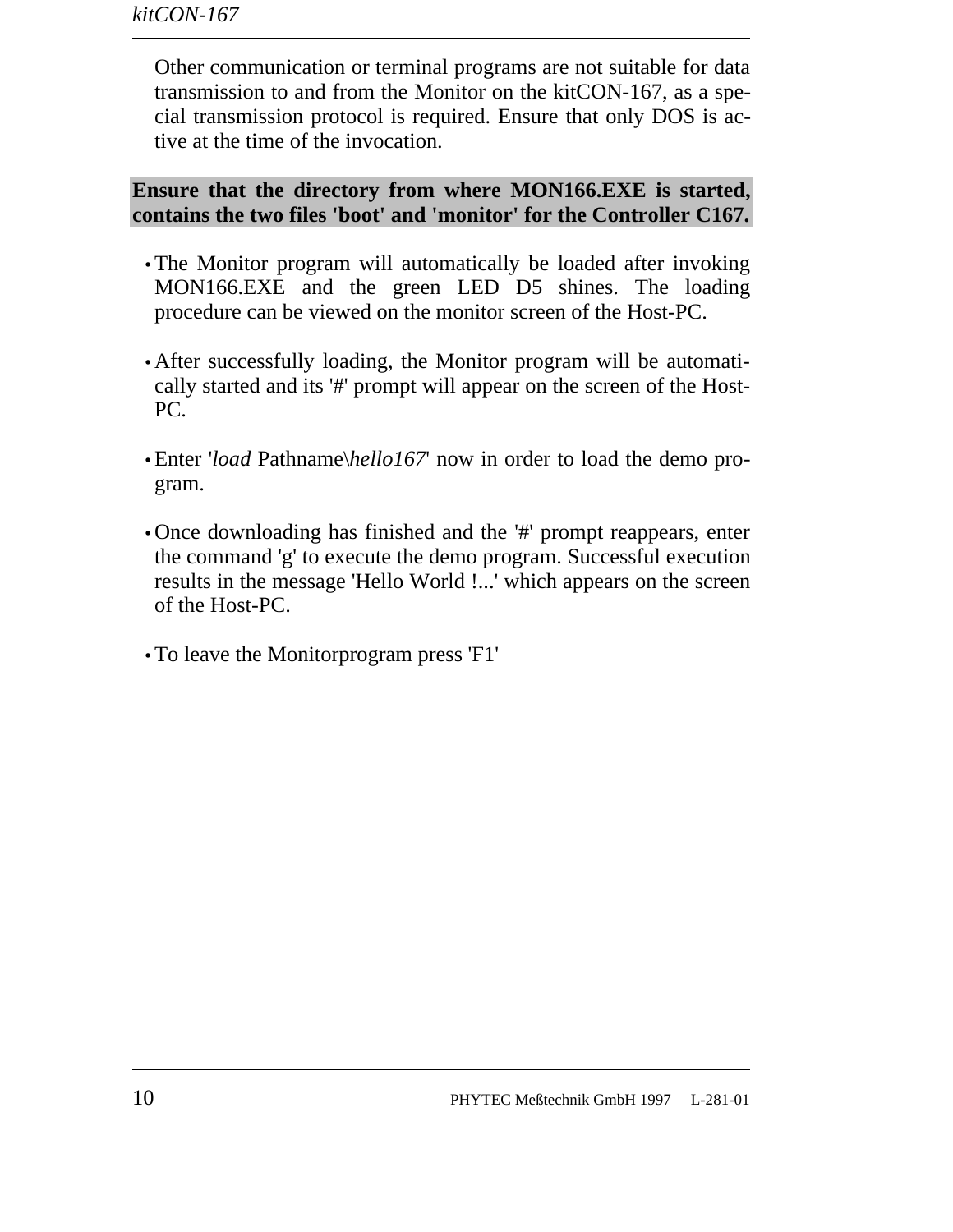Other communication or terminal programs are not suitable for data transmission to and from the Monitor on the kitCON-167, as a special transmission protocol is required. Ensure that only DOS is active at the time of the invocation.

**Ensure that the directory from where MON166.EXE is started, contains the two files 'boot' and 'monitor' for the Controller C167.**

- The Monitor program will automatically be loaded after invoking MON166.EXE and the green LED D5 shines. The loading procedure can be viewed on the monitor screen of the Host-PC.

- After successfully loading, the Monitor program will be automatically started and its '#' prompt will appear on the screen of the Host-PC.

- Enter '*load* Pathname\\*hello167*' now in order to load the demo program.

- Once downloading has finished and the '#' prompt reappears, enter the command 'g' to execute the demo program. Successful execution results in the message 'Hello World !...' which appears on the screen of the Host-PC.

- To leave the Monitorprogram press 'F1'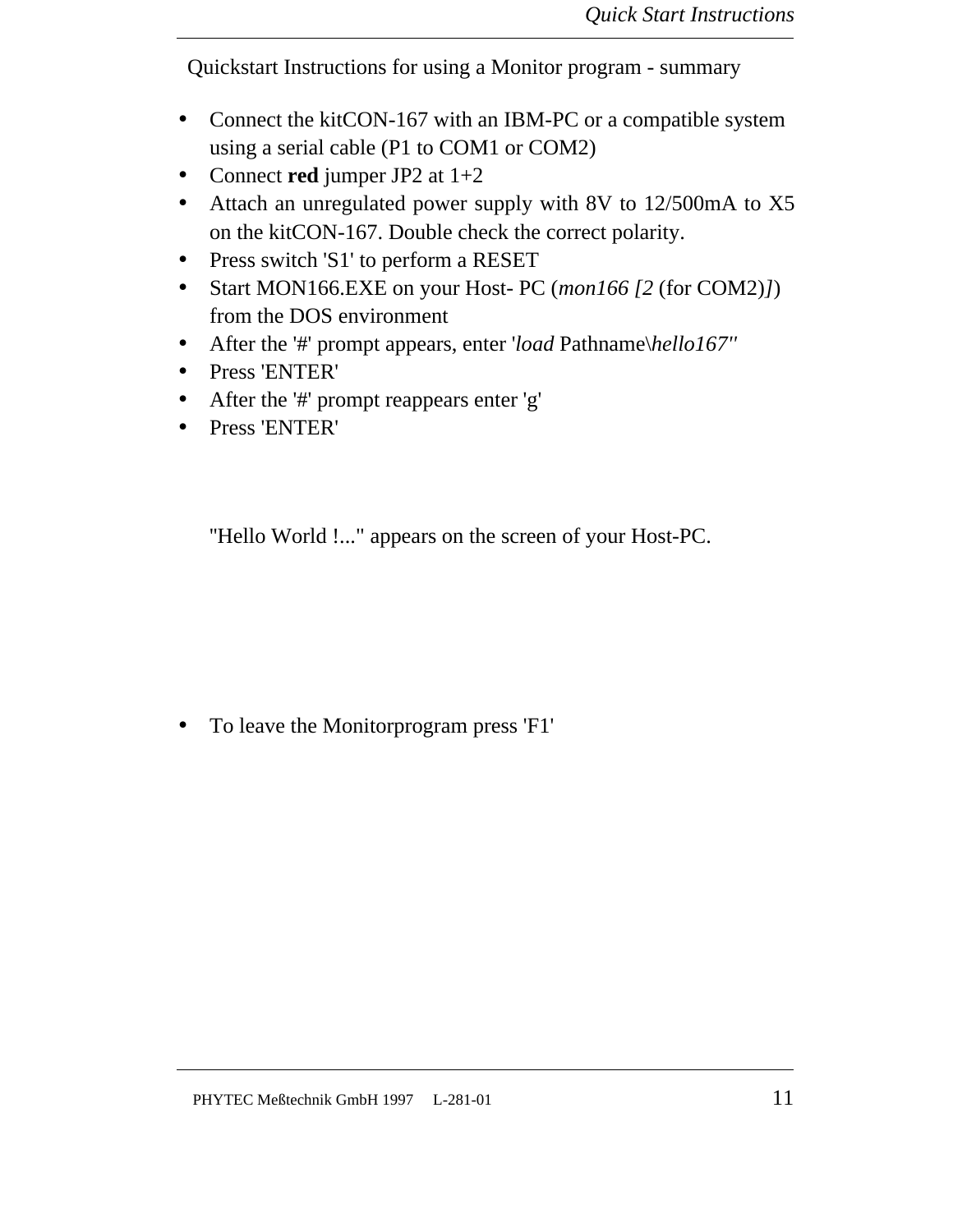Quickstart Instructions for using a Monitor program - summary

- Connect the kitCON-167 with an IBM-PC or a compatible system using a serial cable (P1 to COM1 or COM2)
- Connect **red** jumper JP2 at 1+2
- Attach an unregulated power supply with 8V to 12/500mA to X5 on the kitCON-167. Double check the correct polarity.
- Press switch 'S1' to perform a RESET
- Start MON166.EXE on your Host- PC (*mon166 [2* (for COM2)*]*) from the DOS environment
- After the '#' prompt appears, enter '*load* Pathname\*hello167''*
- Press 'ENTER'
- After the '#' prompt reappears enter 'g'
- Press 'ENTER'

"Hello World !..." appears on the screen of your Host-PC.

- To leave the Monitorprogram press 'F1'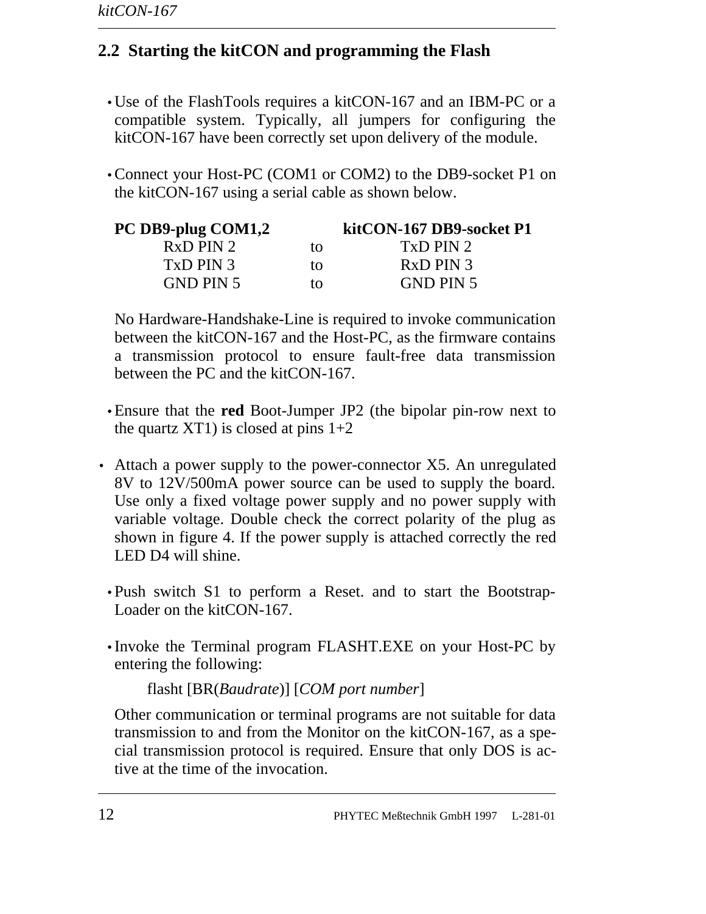## 2.2 Starting the kitCON and programming the Flash

- Use of the FlashTools requires a kitCON-167 and an IBM-PC or a compatible system. Typically, all jumpers for configuring the kitCON-167 have been correctly set upon delivery of the module.

- Connect your Host-PC (COM1 or COM2) to the DB9-socket P1 on the kitCON-167 using a serial cable as shown below.

| PC DB9-plug COM1,2 | | kitCON-167 DB9-socket P1 |
|---|---|---|
| RxD PIN 2 | to | TxD PIN 2 |
| TxD PIN 3 | to | RxD PIN 3 |
| GND PIN 5 | to | GND PIN 5 |

  No Hardware-Handshake-Line is required to invoke communication between the kitCON-167 and the Host-PC, as the firmware contains a transmission protocol to ensure fault-free data transmission between the PC and the kitCON-167.

- Ensure that the **red** Boot-Jumper JP2 (the bipolar pin-row next to the quartz XT1) is closed at pins 1+2

- Attach a power supply to the power-connector X5. An unregulated 8V to 12V/500mA power source can be used to supply the board. Use only a fixed voltage power supply and no power supply with variable voltage. Double check the correct polarity of the plug as shown in figure 4. If the power supply is attached correctly the red LED D4 will shine.

- Push switch S1 to perform a Reset. and to start the Bootstrap-Loader on the kitCON-167.

- Invoke the Terminal program FLASHT.EXE on your Host-PC by entering the following:

  flasht [BR(*Baudrate*)] [*COM port number*]

  Other communication or terminal programs are not suitable for data transmission to and from the Monitor on the kitCON-167, as a special transmission protocol is required. Ensure that only DOS is active at the time of the invocation.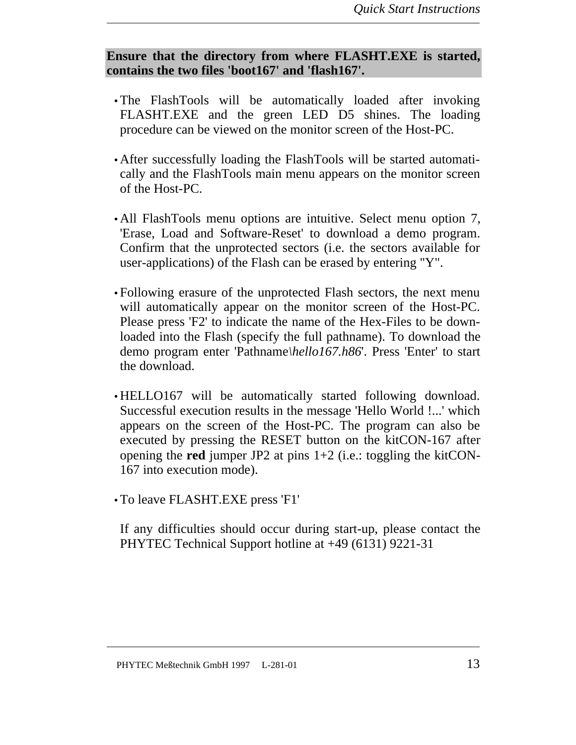**Ensure that the directory from where FLASHT.EXE is started, contains the two files 'boot167' and 'flash167'.**

- The FlashTools will be automatically loaded after invoking FLASHT.EXE and the green LED D5 shines. The loading procedure can be viewed on the monitor screen of the Host-PC.

- After successfully loading the FlashTools will be started automatically and the FlashTools main menu appears on the monitor screen of the Host-PC.

- All FlashTools menu options are intuitive. Select menu option 7, 'Erase, Load and Software-Reset' to download a demo program. Confirm that the unprotected sectors (i.e. the sectors available for user-applications) of the Flash can be erased by entering "Y".

- Following erasure of the unprotected Flash sectors, the next menu will automatically appear on the monitor screen of the Host-PC. Please press 'F2' to indicate the name of the Hex-Files to be downloaded into the Flash (specify the full pathname). To download the demo program enter 'Pathname*\hello167.h86*'. Press 'Enter' to start the download.

- HELLO167 will be automatically started following download. Successful execution results in the message 'Hello World !...' which appears on the screen of the Host-PC. The program can also be executed by pressing the RESET button on the kitCON-167 after opening the **red** jumper JP2 at pins 1+2 (i.e.: toggling the kitCON-167 into execution mode).

- To leave FLASHT.EXE press 'F1'

If any difficulties should occur during start-up, please contact the PHYTEC Technical Support hotline at +49 (6131) 9221-31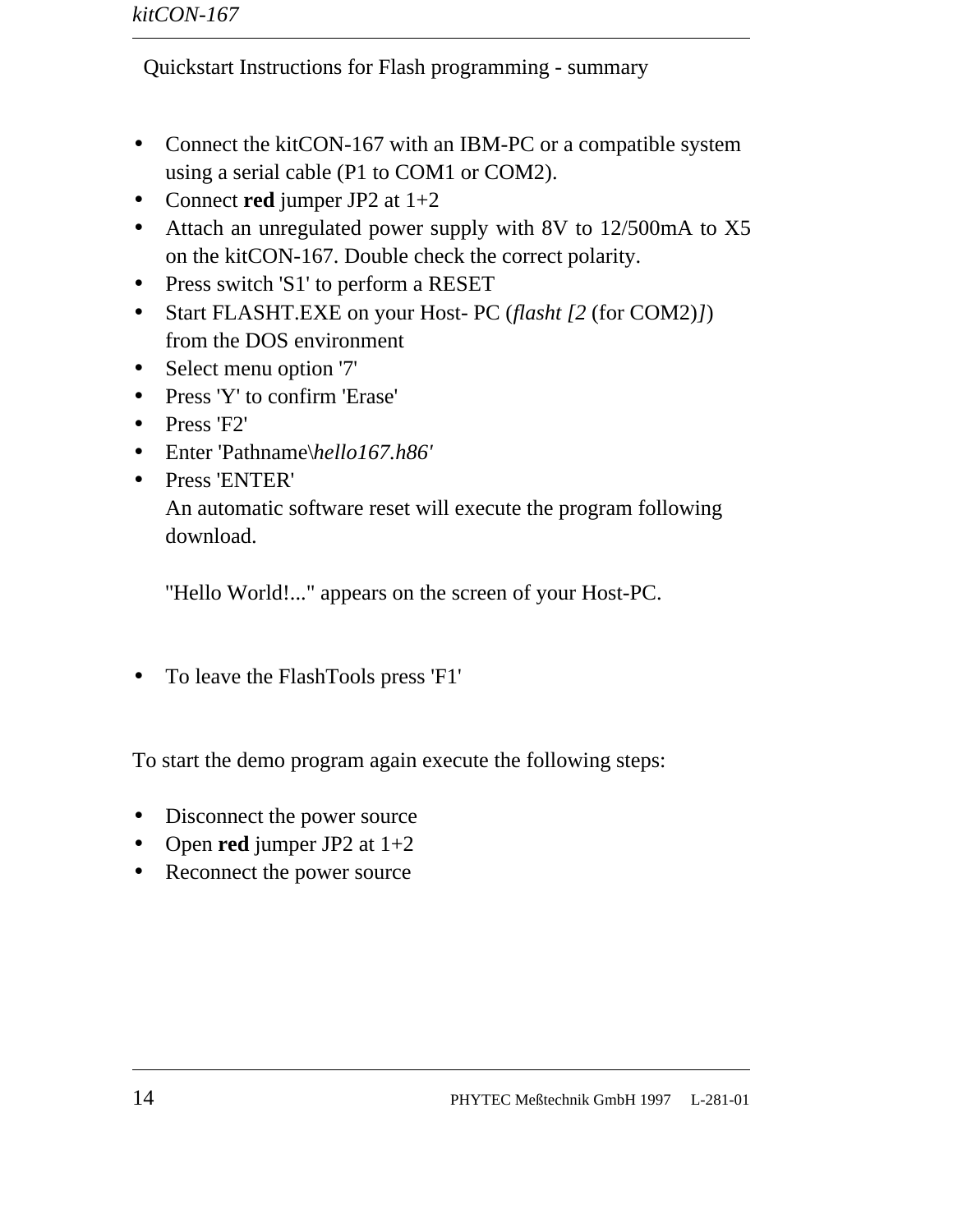Quickstart Instructions for Flash programming - summary

- Connect the kitCON-167 with an IBM-PC or a compatible system using a serial cable (P1 to COM1 or COM2).
- Connect **red** jumper JP2 at 1+2
- Attach an unregulated power supply with 8V to 12/500mA to X5 on the kitCON-167. Double check the correct polarity.
- Press switch 'S1' to perform a RESET
- Start FLASHT.EXE on your Host- PC (*flasht [2* (for COM2)*]*) from the DOS environment
- Select menu option '7'
- Press 'Y' to confirm 'Erase'
- Press 'F2'
- Enter 'Pathname\\*hello167.h86'*
- Press 'ENTER'
  An automatic software reset will execute the program following download.

  "Hello World!..." appears on the screen of your Host-PC.

- To leave the FlashTools press 'F1'

To start the demo program again execute the following steps:

- Disconnect the power source
- Open **red** jumper JP2 at 1+2
- Reconnect the power source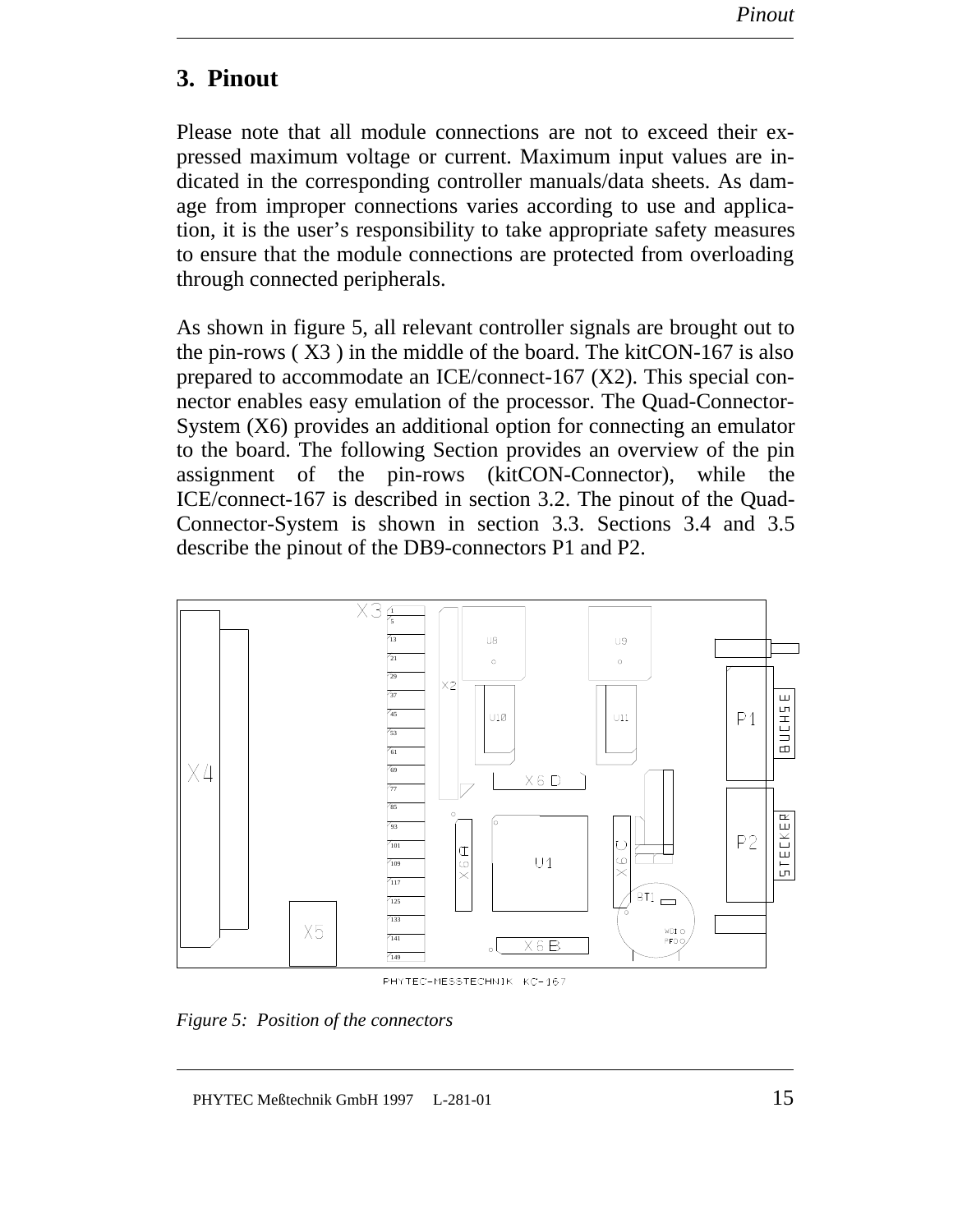# 3. Pinout

Please note that all module connections are not to exceed their expressed maximum voltage or current. Maximum input values are indicated in the corresponding controller manuals/data sheets. As damage from improper connections varies according to use and application, it is the user's responsibility to take appropriate safety measures to ensure that the module connections are protected from overloading through connected peripherals.

As shown in figure 5, all relevant controller signals are brought out to the pin-rows ( X3 ) in the middle of the board. The kitCON-167 is also prepared to accommodate an ICE/connect-167 (X2). This special connector enables easy emulation of the processor. The Quad-Connector-System (X6) provides an additional option for connecting an emulator to the board. The following Section provides an overview of the pin assignment of the pin-rows (kitCON-Connector), while the ICE/connect-167 is described in section 3.2. The pinout of the Quad-Connector-System is shown in section 3.3. Sections 3.4 and 3.5 describe the pinout of the DB9-connectors P1 and P2.

*Figure 5: Position of the connectors*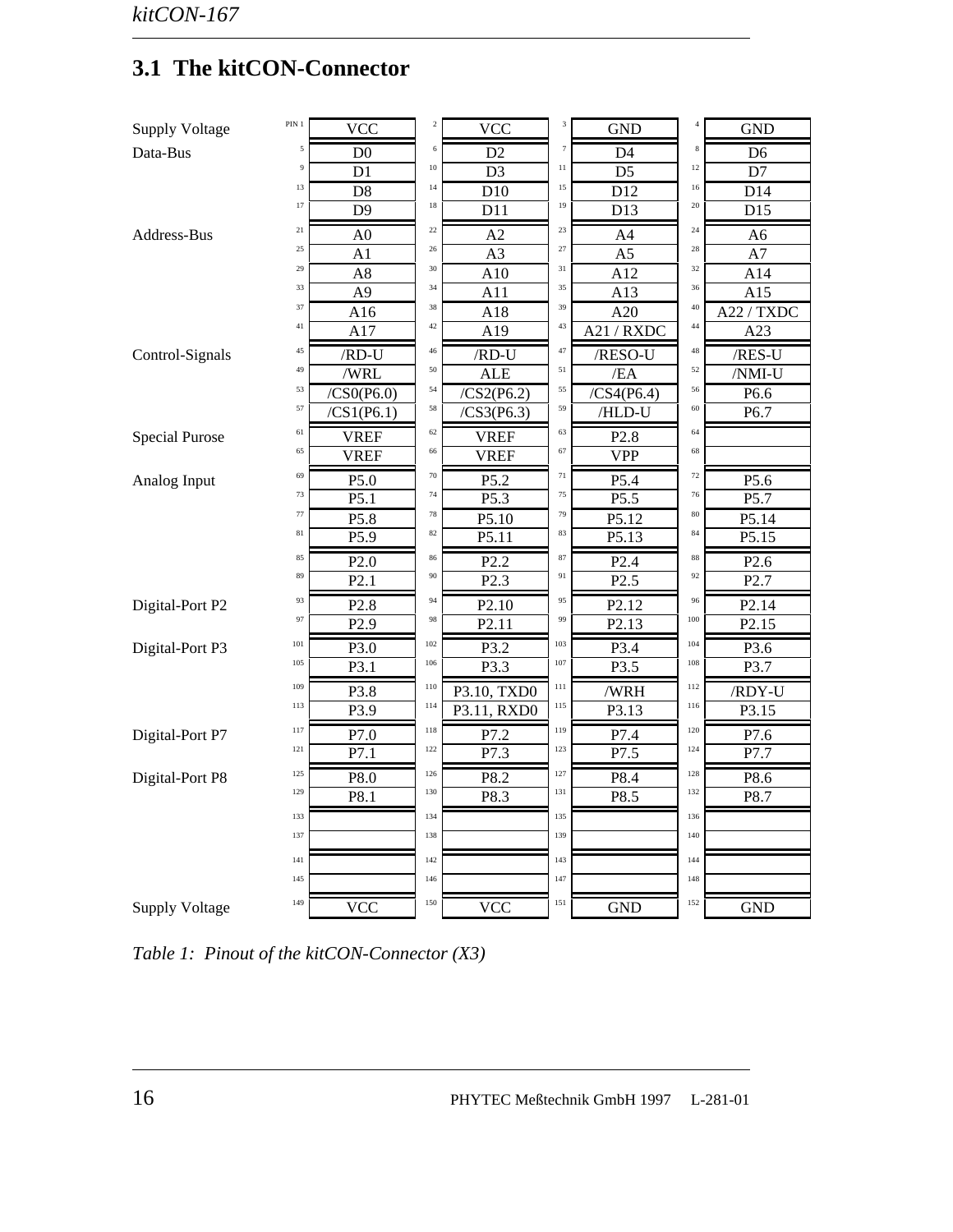## 3.1 The kitCON-Connector

| Group | Pin | Signal | Pin | Signal | Pin | Signal | Pin | Signal |
|---|---|---|---|---|---|---|---|---|
| Supply Voltage | PIN 1 | VCC | 2 | VCC | 3 | GND | 4 | GND |
| Data-Bus | 5 | D0 | 6 | D2 | 7 | D4 | 8 | D6 |
| | 9 | D1 | 10 | D3 | 11 | D5 | 12 | D7 |
| | 13 | D8 | 14 | D10 | 15 | D12 | 16 | D14 |
| | 17 | D9 | 18 | D11 | 19 | D13 | 20 | D15 |
| Address-Bus | 21 | A0 | 22 | A2 | 23 | A4 | 24 | A6 |
| | 25 | A1 | 26 | A3 | 27 | A5 | 28 | A7 |
| | 29 | A8 | 30 | A10 | 31 | A12 | 32 | A14 |
| | 33 | A9 | 34 | A11 | 35 | A13 | 36 | A15 |
| | 37 | A16 | 38 | A18 | 39 | A20 | 40 | A22 / TXDC |
| | 41 | A17 | 42 | A19 | 43 | A21 / RXDC | 44 | A23 |
| Control-Signals | 45 | /RD-U | 46 | /RD-U | 47 | /RESO-U | 48 | /RES-U |
| | 49 | /WRL | 50 | ALE | 51 | /EA | 52 | /NMI-U |
| | 53 | /CS0(P6.0) | 54 | /CS2(P6.2) | 55 | /CS4(P6.4) | 56 | P6.6 |
| | 57 | /CS1(P6.1) | 58 | /CS3(P6.3) | 59 | /HLD-U | 60 | P6.7 |
| Special Purose | 61 | VREF | 62 | VREF | 63 | P2.8 | 64 | |
| | 65 | VREF | 66 | VREF | 67 | VPP | 68 | |
| Analog Input | 69 | P5.0 | 70 | P5.2 | 71 | P5.4 | 72 | P5.6 |
| | 73 | P5.1 | 74 | P5.3 | 75 | P5.5 | 76 | P5.7 |
| | 77 | P5.8 | 78 | P5.10 | 79 | P5.12 | 80 | P5.14 |
| | 81 | P5.9 | 82 | P5.11 | 83 | P5.13 | 84 | P5.15 |
| | 85 | P2.0 | 86 | P2.2 | 87 | P2.4 | 88 | P2.6 |
| | 89 | P2.1 | 90 | P2.3 | 91 | P2.5 | 92 | P2.7 |
| Digital-Port P2 | 93 | P2.8 | 94 | P2.10 | 95 | P2.12 | 96 | P2.14 |
| | 97 | P2.9 | 98 | P2.11 | 99 | P2.13 | 100 | P2.15 |
| Digital-Port P3 | 101 | P3.0 | 102 | P3.2 | 103 | P3.4 | 104 | P3.6 |
| | 105 | P3.1 | 106 | P3.3 | 107 | P3.5 | 108 | P3.7 |
| | 109 | P3.8 | 110 | P3.10, TXD0 | 111 | /WRH | 112 | /RDY-U |
| | 113 | P3.9 | 114 | P3.11, RXD0 | 115 | P3.13 | 116 | P3.15 |
| Digital-Port P7 | 117 | P7.0 | 118 | P7.2 | 119 | P7.4 | 120 | P7.6 |
| | 121 | P7.1 | 122 | P7.3 | 123 | P7.5 | 124 | P7.7 |
| Digital-Port P8 | 125 | P8.0 | 126 | P8.2 | 127 | P8.4 | 128 | P8.6 |
| | 129 | P8.1 | 130 | P8.3 | 131 | P8.5 | 132 | P8.7 |
| | 133 | | 134 | | 135 | | 136 | |
| | 137 | | 138 | | 139 | | 140 | |
| | 141 | | 142 | | 143 | | 144 | |
| | 145 | | 146 | | 147 | | 148 | |
| Supply Voltage | 149 | VCC | 150 | VCC | 151 | GND | 152 | GND |

*Table 1: Pinout of the kitCON-Connector (X3)*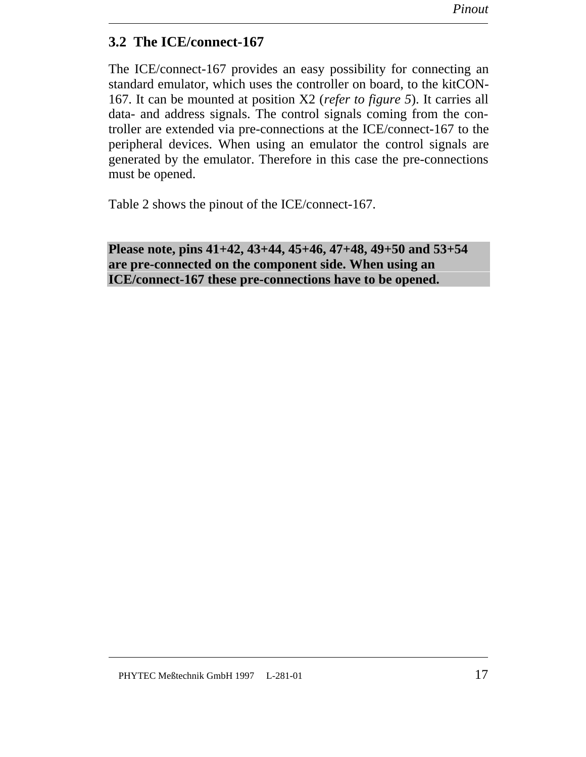## 3.2 The ICE/connect-167

The ICE/connect-167 provides an easy possibility for connecting an standard emulator, which uses the controller on board, to the kitCON-167. It can be mounted at position X2 (*refer to figure 5*). It carries all data- and address signals. The control signals coming from the controller are extended via pre-connections at the ICE/connect-167 to the peripheral devices. When using an emulator the control signals are generated by the emulator. Therefore in this case the pre-connections must be opened.

Table 2 shows the pinout of the ICE/connect-167.

**Please note, pins 41+42, 43+44, 45+46, 47+48, 49+50 and 53+54 are pre-connected on the component side. When using an ICE/connect-167 these pre-connections have to be opened.**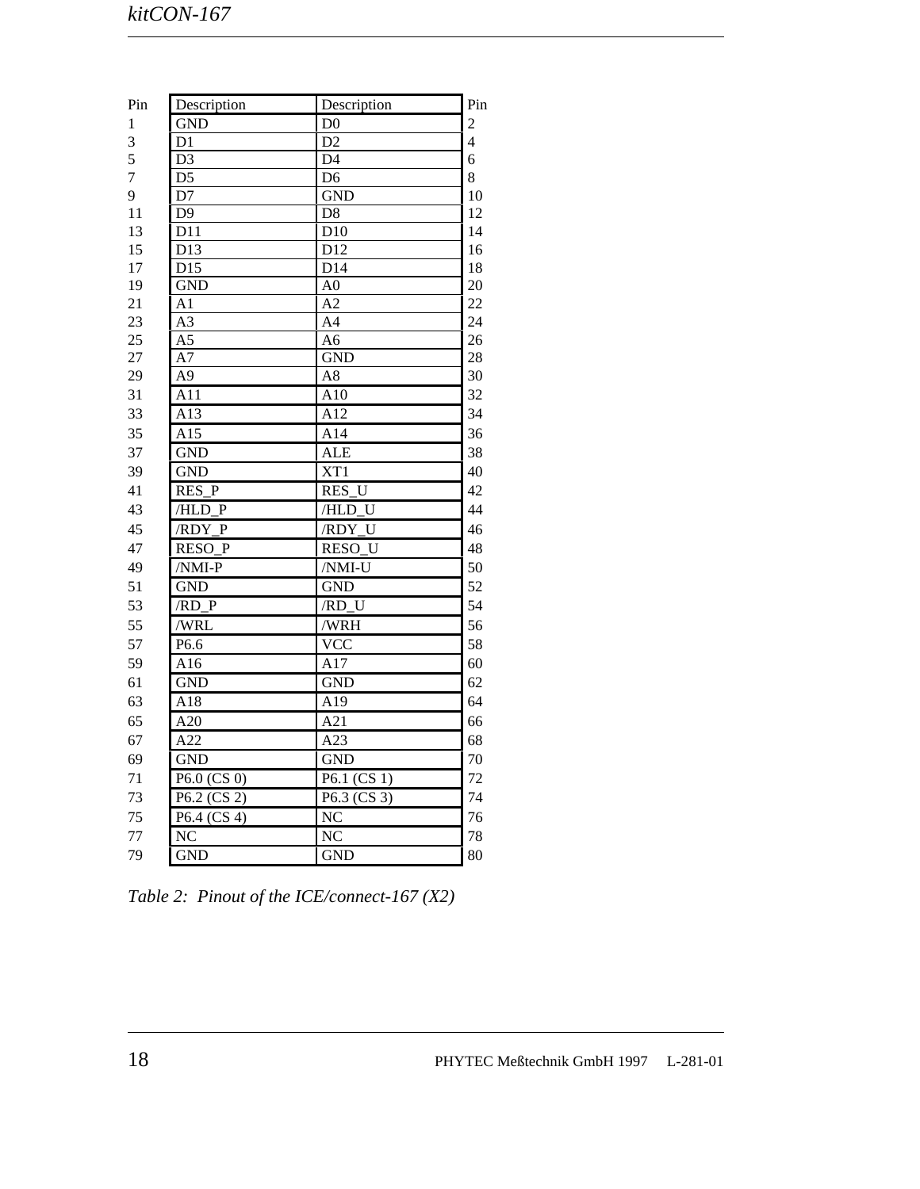| Pin | Description | Description | Pin |
|---|---|---|---|
| 1 | GND | D0 | 2 |
| 3 | D1 | D2 | 4 |
| 5 | D3 | D4 | 6 |
| 7 | D5 | D6 | 8 |
| 9 | D7 | GND | 10 |
| 11 | D9 | D8 | 12 |
| 13 | D11 | D10 | 14 |
| 15 | D13 | D12 | 16 |
| 17 | D15 | D14 | 18 |
| 19 | GND | A0 | 20 |
| 21 | A1 | A2 | 22 |
| 23 | A3 | A4 | 24 |
| 25 | A5 | A6 | 26 |
| 27 | A7 | GND | 28 |
| 29 | A9 | A8 | 30 |
| 31 | A11 | A10 | 32 |
| 33 | A13 | A12 | 34 |
| 35 | A15 | A14 | 36 |
| 37 | GND | ALE | 38 |
| 39 | GND | XT1 | 40 |
| 41 | RES_P | RES_U | 42 |
| 43 | /HLD_P | /HLD_U | 44 |
| 45 | /RDY_P | /RDY_U | 46 |
| 47 | RESO_P | RESO_U | 48 |
| 49 | /NMI-P | /NMI-U | 50 |
| 51 | GND | GND | 52 |
| 53 | /RD_P | /RD_U | 54 |
| 55 | /WRL | /WRH | 56 |
| 57 | P6.6 | VCC | 58 |
| 59 | A16 | A17 | 60 |
| 61 | GND | GND | 62 |
| 63 | A18 | A19 | 64 |
| 65 | A20 | A21 | 66 |
| 67 | A22 | A23 | 68 |
| 69 | GND | GND | 70 |
| 71 | P6.0 (CS 0) | P6.1 (CS 1) | 72 |
| 73 | P6.2 (CS 2) | P6.3 (CS 3) | 74 |
| 75 | P6.4 (CS 4) | NC | 76 |
| 77 | NC | NC | 78 |
| 79 | GND | GND | 80 |

*Table 2: Pinout of the ICE/connect-167 (X2)*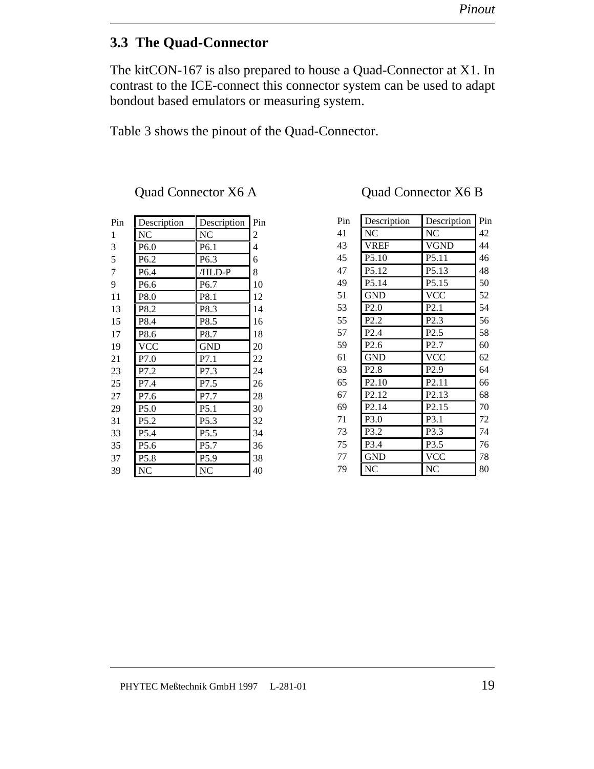## 3.3 The Quad-Connector

The kitCON-167 is also prepared to house a Quad-Connector at X1. In contrast to the ICE-connect this connector system can be used to adapt bondout based emulators or measuring system.

Table 3 shows the pinout of the Quad-Connector.

Quad Connector X6 A

| Pin | Description | Description | Pin |
|---|---|---|---|
| 1 | NC | NC | 2 |
| 3 | P6.0 | P6.1 | 4 |
| 5 | P6.2 | P6.3 | 6 |
| 7 | P6.4 | /HLD-P | 8 |
| 9 | P6.6 | P6.7 | 10 |
| 11 | P8.0 | P8.1 | 12 |
| 13 | P8.2 | P8.3 | 14 |
| 15 | P8.4 | P8.5 | 16 |
| 17 | P8.6 | P8.7 | 18 |
| 19 | VCC | GND | 20 |
| 21 | P7.0 | P7.1 | 22 |
| 23 | P7.2 | P7.3 | 24 |
| 25 | P7.4 | P7.5 | 26 |
| 27 | P7.6 | P7.7 | 28 |
| 29 | P5.0 | P5.1 | 30 |
| 31 | P5.2 | P5.3 | 32 |
| 33 | P5.4 | P5.5 | 34 |
| 35 | P5.6 | P5.7 | 36 |
| 37 | P5.8 | P5.9 | 38 |
| 39 | NC | NC | 40 |

Quad Connector X6 B

| Pin | Description | Description | Pin |
|---|---|---|---|
| 41 | NC | NC | 42 |
| 43 | VREF | VGND | 44 |
| 45 | P5.10 | P5.11 | 46 |
| 47 | P5.12 | P5.13 | 48 |
| 49 | P5.14 | P5.15 | 50 |
| 51 | GND | VCC | 52 |
| 53 | P2.0 | P2.1 | 54 |
| 55 | P2.2 | P2.3 | 56 |
| 57 | P2.4 | P2.5 | 58 |
| 59 | P2.6 | P2.7 | 60 |
| 61 | GND | VCC | 62 |
| 63 | P2.8 | P2.9 | 64 |
| 65 | P2.10 | P2.11 | 66 |
| 67 | P2.12 | P2.13 | 68 |
| 69 | P2.14 | P2.15 | 70 |
| 71 | P3.0 | P3.1 | 72 |
| 73 | P3.2 | P3.3 | 74 |
| 75 | P3.4 | P3.5 | 76 |
| 77 | GND | VCC | 78 |
| 79 | NC | NC | 80 |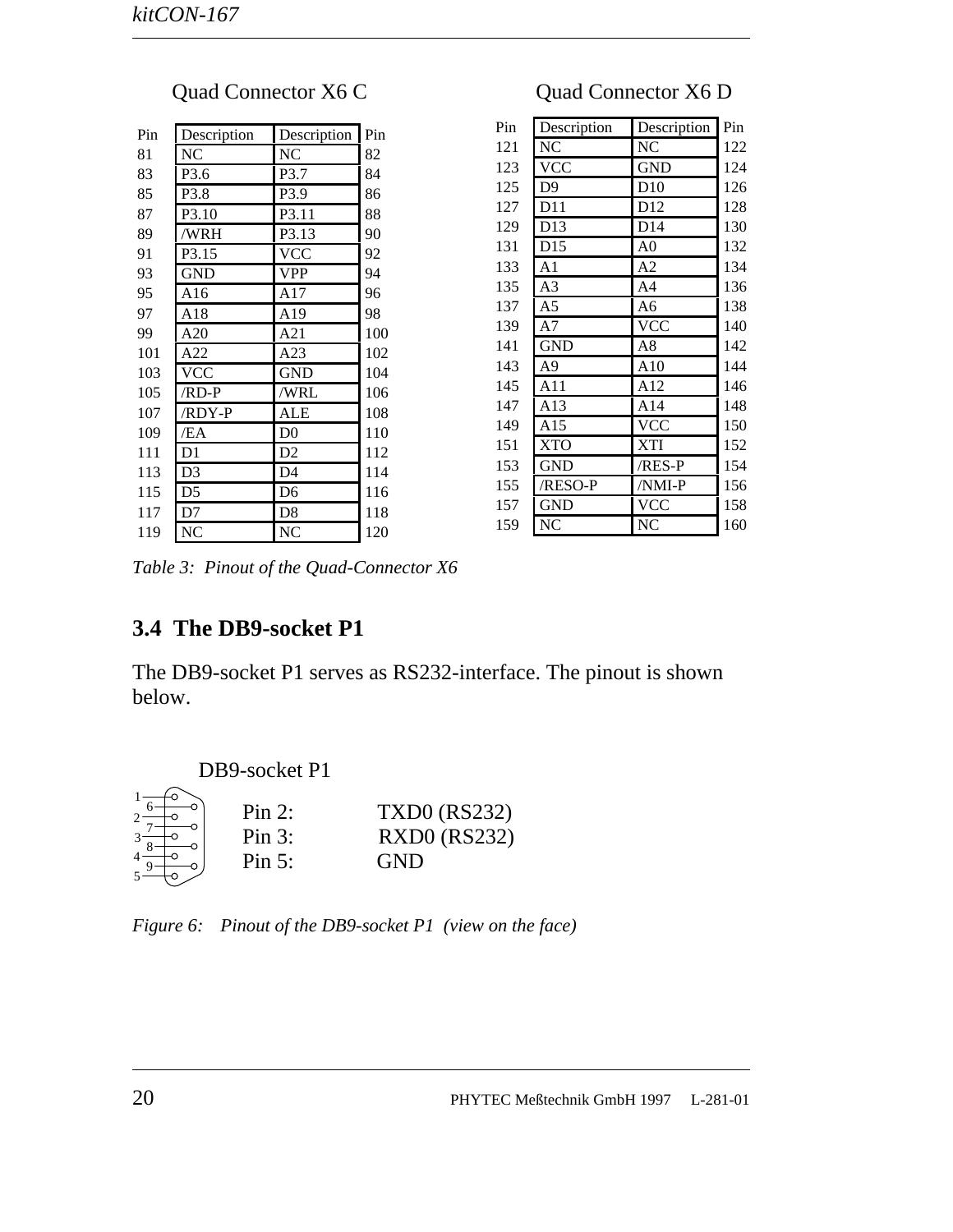Quad Connector X6 C

| Pin | Description | Description | Pin |
|---|---|---|---|
| 81 | NC | NC | 82 |
| 83 | P3.6 | P3.7 | 84 |
| 85 | P3.8 | P3.9 | 86 |
| 87 | P3.10 | P3.11 | 88 |
| 89 | /WRH | P3.13 | 90 |
| 91 | P3.15 | VCC | 92 |
| 93 | GND | VPP | 94 |
| 95 | A16 | A17 | 96 |
| 97 | A18 | A19 | 98 |
| 99 | A20 | A21 | 100 |
| 101 | A22 | A23 | 102 |
| 103 | VCC | GND | 104 |
| 105 | /RD-P | /WRL | 106 |
| 107 | /RDY-P | ALE | 108 |
| 109 | /EA | D0 | 110 |
| 111 | D1 | D2 | 112 |
| 113 | D3 | D4 | 114 |
| 115 | D5 | D6 | 116 |
| 117 | D7 | D8 | 118 |
| 119 | NC | NC | 120 |

Quad Connector X6 D

| Pin | Description | Description | Pin |
|---|---|---|---|
| 121 | NC | NC | 122 |
| 123 | VCC | GND | 124 |
| 125 | D9 | D10 | 126 |
| 127 | D11 | D12 | 128 |
| 129 | D13 | D14 | 130 |
| 131 | D15 | A0 | 132 |
| 133 | A1 | A2 | 134 |
| 135 | A3 | A4 | 136 |
| 137 | A5 | A6 | 138 |
| 139 | A7 | VCC | 140 |
| 141 | GND | A8 | 142 |
| 143 | A9 | A10 | 144 |
| 145 | A11 | A12 | 146 |
| 147 | A13 | A14 | 148 |
| 149 | A15 | VCC | 150 |
| 151 | XTO | XTI | 152 |
| 153 | GND | /RES-P | 154 |
| 155 | /RESO-P | /NMI-P | 156 |
| 157 | GND | VCC | 158 |
| 159 | NC | NC | 160 |

*Table 3: Pinout of the Quad-Connector X6*

## 3.4 The DB9-socket P1

The DB9-socket P1 serves as RS232-interface. The pinout is shown below.

DB9-socket P1

| | |
|---|---|
| Pin 2: | TXD0 (RS232) |
| Pin 3: | RXD0 (RS232) |
| Pin 5: | GND |

*Figure 6: Pinout of the DB9-socket P1 (view on the face)*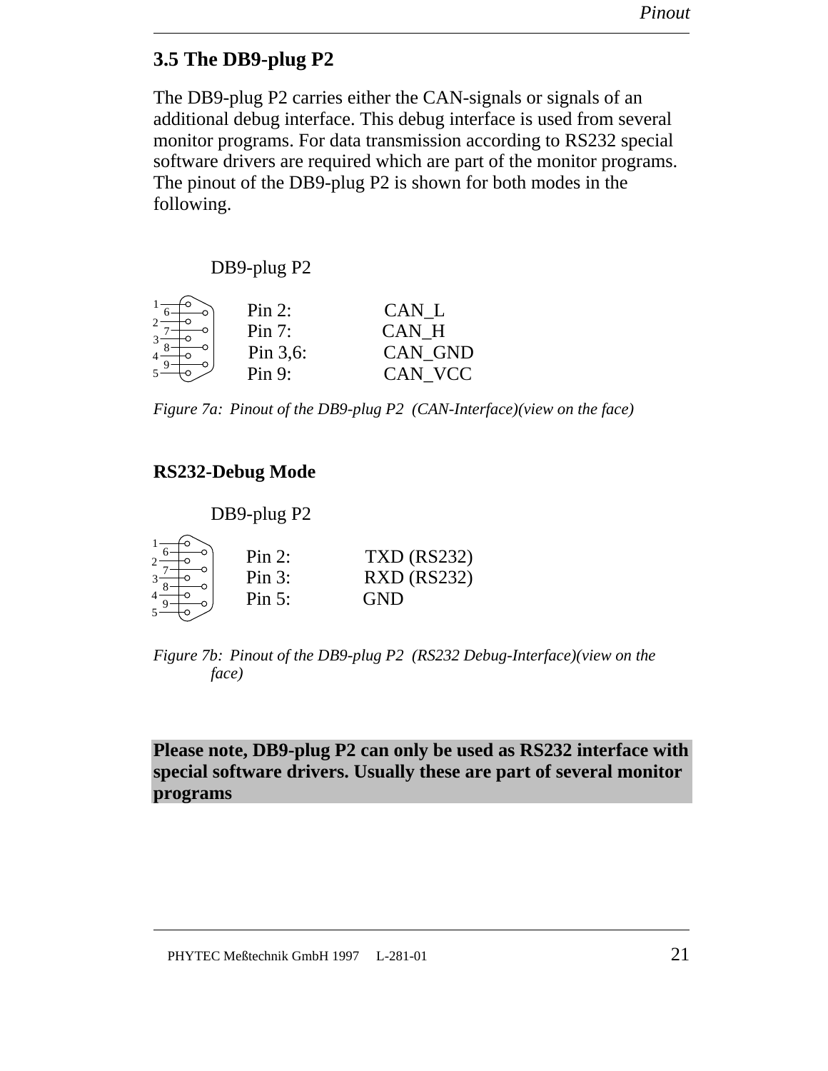## 3.5 The DB9-plug P2

The DB9-plug P2 carries either the CAN-signals or signals of an additional debug interface. This debug interface is used from several monitor programs. For data transmission according to RS232 special software drivers are required which are part of the monitor programs. The pinout of the DB9-plug P2 is shown for both modes in the following.

DB9-plug P2

| | |
|---|---|
| Pin 2: | CAN_L |
| Pin 7: | CAN_H |
| Pin 3,6: | CAN_GND |
| Pin 9: | CAN_VCC |

*Figure 7a: Pinout of the DB9-plug P2 (CAN-Interface)(view on the face)*

### RS232-Debug Mode

DB9-plug P2

| | |
|---|---|
| Pin 2: | TXD (RS232) |
| Pin 3: | RXD (RS232) |
| Pin 5: | GND |

*Figure 7b: Pinout of the DB9-plug P2 (RS232 Debug-Interface)(view on the face)*

**Please note, DB9-plug P2 can only be used as RS232 interface with special software drivers. Usually these are part of several monitor programs**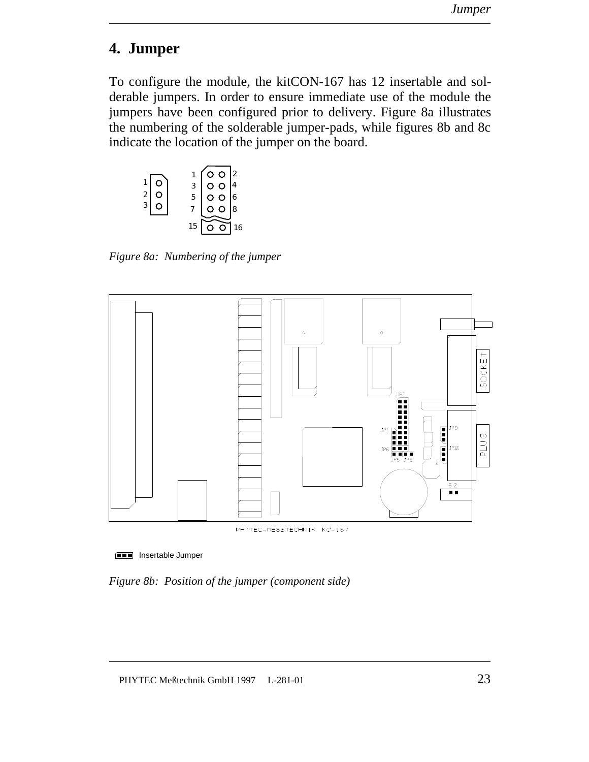# 4. Jumper

To configure the module, the kitCON-167 has 12 insertable and solderable jumpers. In order to ensure immediate use of the module the jumpers have been configured prior to delivery. Figure 8a illustrates the numbering of the solderable jumper-pads, while figures 8b and 8c indicate the location of the jumper on the board.

*Figure 8a: Numbering of the jumper*

Insertable Jumper

*Figure 8b: Position of the jumper (component side)*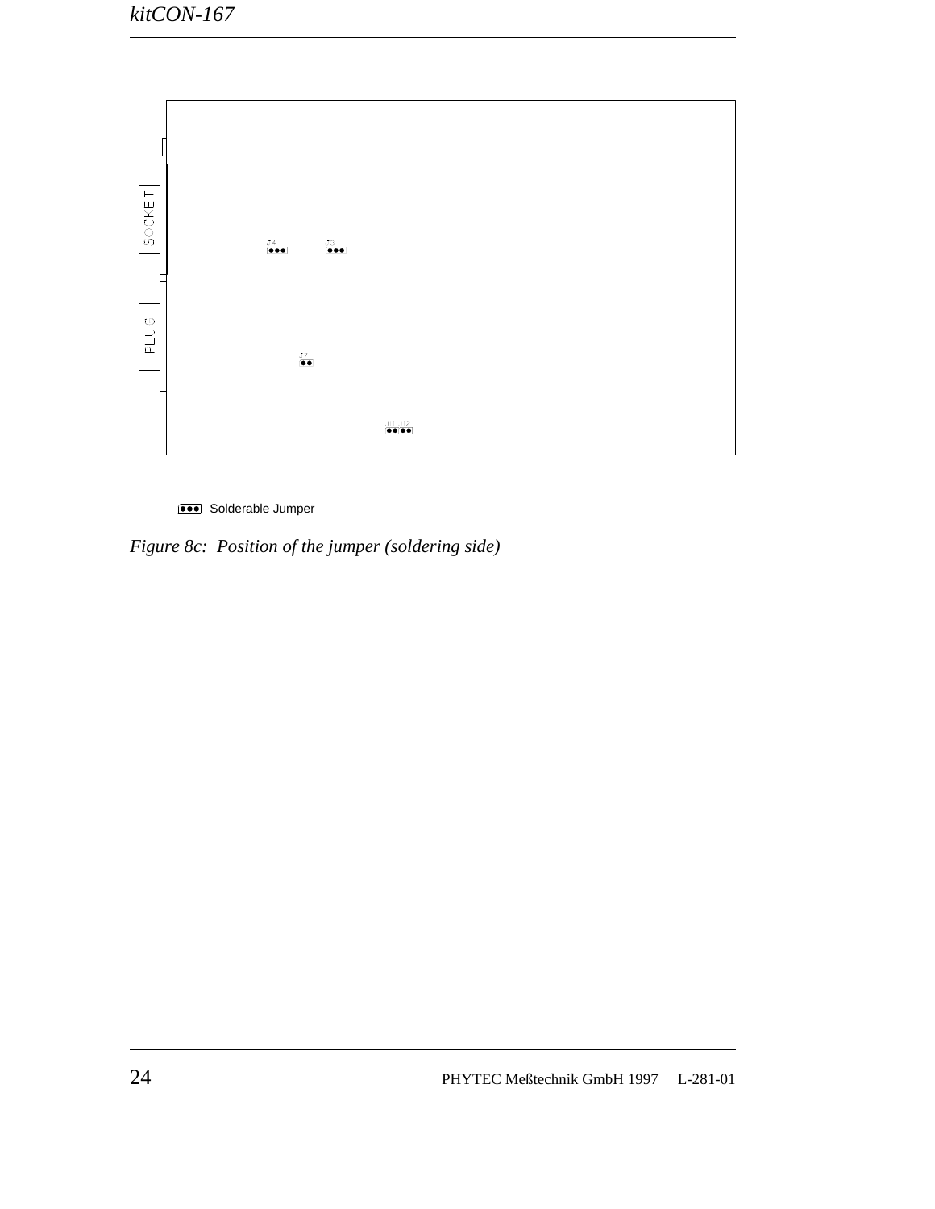SOCKET

PLUG

J4 J3

J7

J11 J12

Solderable Jumper

*Figure 8c: Position of the jumper (soldering side)*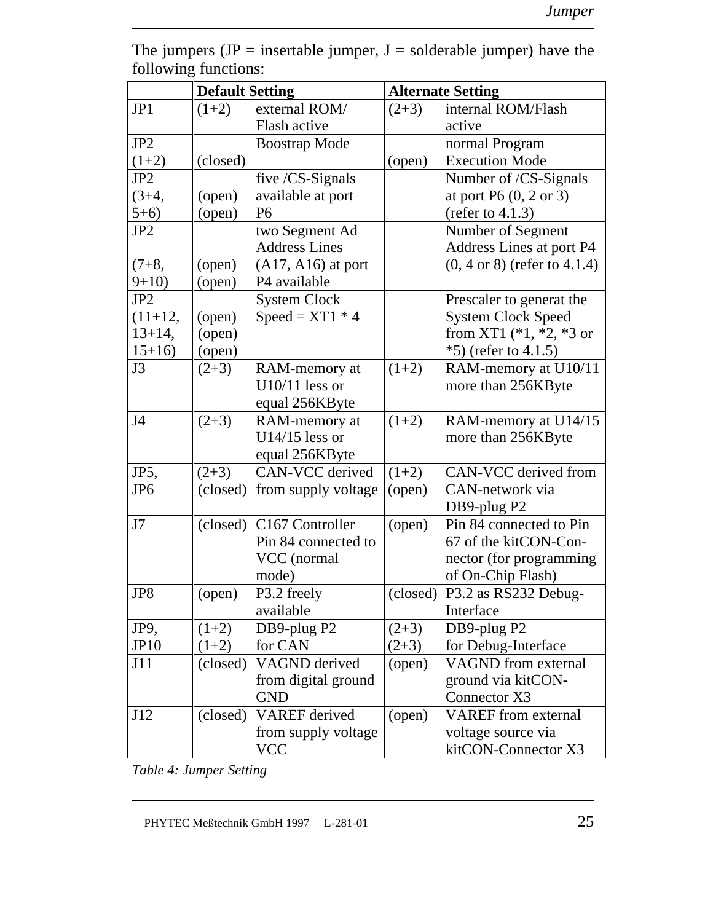The jumpers (JP = insertable jumper, J = solderable jumper) have the following functions:

| | Default Setting | | Alternate Setting | |
|---|---|---|---|---|
| JP1 | (1+2) | external ROM/ Flash active | (2+3) | internal ROM/Flash active |
| JP2 (1+2) | (closed) | Boostrap Mode | (open) | normal Program Execution Mode |
| JP2 (3+4, 5+6) | (open) (open) | five /CS-Signals available at port P6 | | Number of /CS-Signals at port P6 (0, 2 or 3) (refer to 4.1.3) |
| JP2 (7+8, 9+10) | (open) (open) | two Segment Ad Address Lines (A17, A16) at port P4 available | | Number of Segment Address Lines at port P4 (0, 4 or 8) (refer to 4.1.4) |
| JP2 (11+12, 13+14, 15+16) | (open) (open) (open) | System Clock Speed = XT1 * 4 | | Prescaler to generat the System Clock Speed from XT1 (*1, *2, *3 or *5) (refer to 4.1.5) |
| J3 | (2+3) | RAM-memory at U10/11 less or equal 256KByte | (1+2) | RAM-memory at U10/11 more than 256KByte |
| J4 | (2+3) | RAM-memory at U14/15 less or equal 256KByte | (1+2) | RAM-memory at U14/15 more than 256KByte |
| JP5, JP6 | (2+3) (closed) | CAN-VCC derived from supply voltage | (1+2) (open) | CAN-VCC derived from CAN-network via DB9-plug P2 |
| J7 | (closed) | C167 Controller Pin 84 connected to VCC (normal mode) | (open) | Pin 84 connected to Pin 67 of the kitCON-Con-nector (for programming of On-Chip Flash) |
| JP8 | (open) | P3.2 freely available | (closed) | P3.2 as RS232 Debug-Interface |
| JP9, JP10 | (1+2) (1+2) | DB9-plug P2 for CAN | (2+3) (2+3) | DB9-plug P2 for Debug-Interface |
| J11 | (closed) | VAGND derived from digital ground GND | (open) | VAGND from external ground via kitCON-Connector X3 |
| J12 | (closed) | VAREF derived from supply voltage VCC | (open) | VAREF from external voltage source via kitCON-Connector X3 |

*Table 4: Jumper Setting*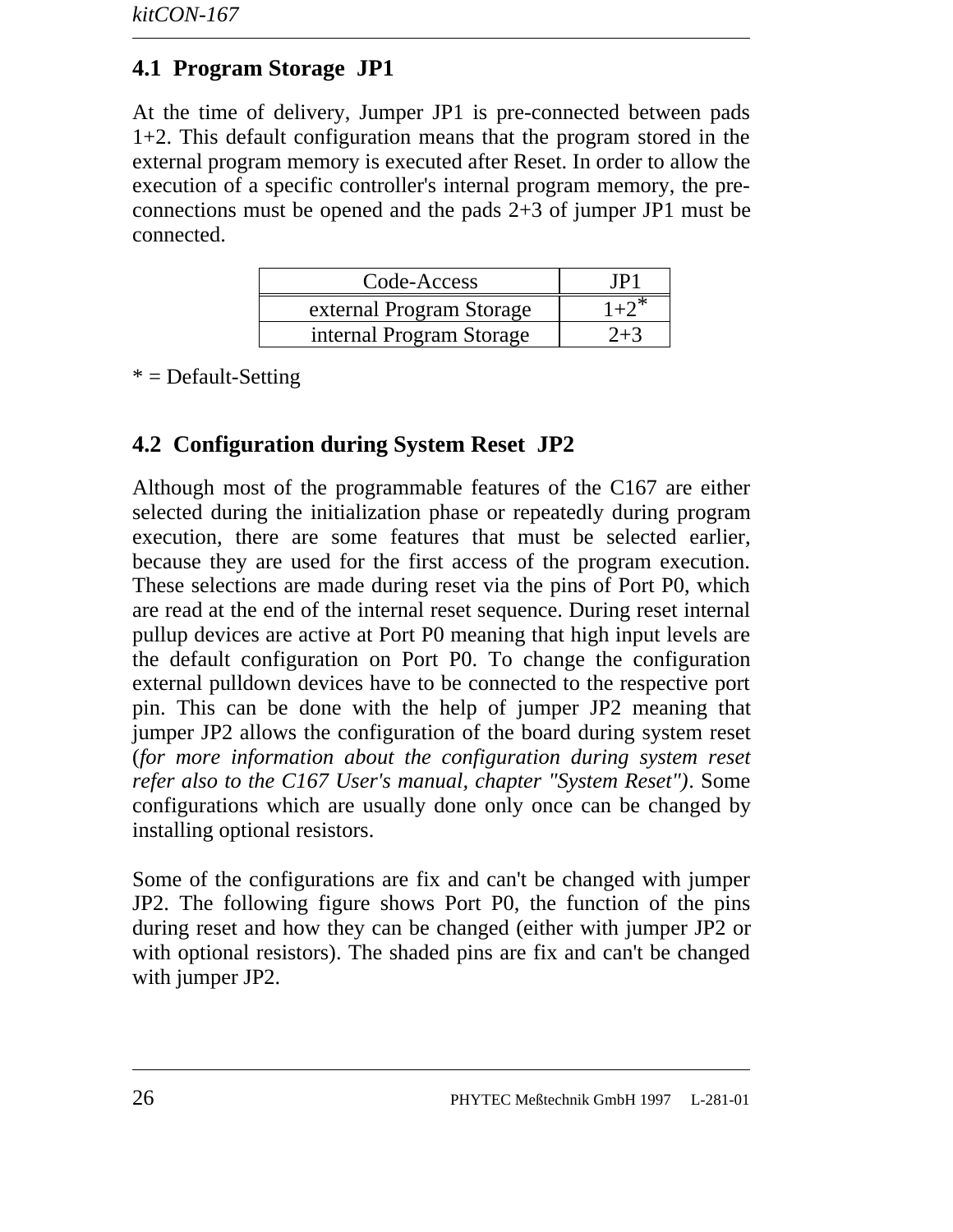## 4.1 Program Storage JP1

At the time of delivery, Jumper JP1 is pre-connected between pads 1+2. This default configuration means that the program stored in the external program memory is executed after Reset. In order to allow the execution of a specific controller's internal program memory, the pre-connections must be opened and the pads 2+3 of jumper JP1 must be connected.

| Code-Access | JP1 |
|---|---|
| external Program Storage | 1+2* |
| internal Program Storage | 2+3 |

* = Default-Setting

## 4.2 Configuration during System Reset JP2

Although most of the programmable features of the C167 are either selected during the initialization phase or repeatedly during program execution, there are some features that must be selected earlier, because they are used for the first access of the program execution. These selections are made during reset via the pins of Port P0, which are read at the end of the internal reset sequence. During reset internal pullup devices are active at Port P0 meaning that high input levels are the default configuration on Port P0. To change the configuration external pulldown devices have to be connected to the respective port pin. This can be done with the help of jumper JP2 meaning that jumper JP2 allows the configuration of the board during system reset (*for more information about the configuration during system reset refer also to the C167 User's manual, chapter "System Reset")*. Some configurations which are usually done only once can be changed by installing optional resistors.

Some of the configurations are fix and can't be changed with jumper JP2. The following figure shows Port P0, the function of the pins during reset and how they can be changed (either with jumper JP2 or with optional resistors). The shaded pins are fix and can't be changed with jumper JP2.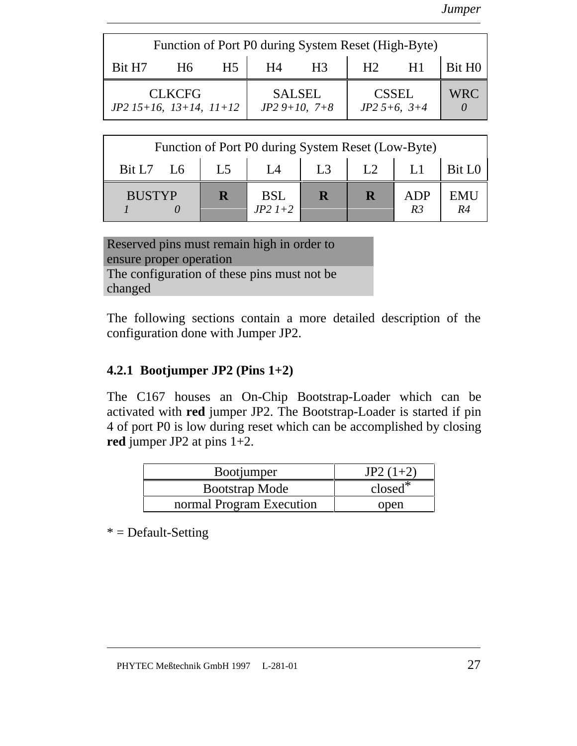| Function of Port P0 during System Reset (High-Byte) | | | | | | | |
|---|---|---|---|---|---|---|---|
| Bit H7 | H6 | H5 | H4 | H3 | H2 | H1 | Bit H0 |
| CLKCFG *JP2 15+16, 13+14, 11+12* | | | SALSEL *JP2 9+10, 7+8* | | CSSEL *JP2 5+6, 3+4* | | WRC *0* |

| Function of Port P0 during System Reset (Low-Byte) | | | | | | | |
|---|---|---|---|---|---|---|---|
| Bit L7 | L6 | L5 | L4 | L3 | L2 | L1 | Bit L0 |
| BUSTYP *1* | *0* | **R** | BSL *JP2 1+2* | **R** | **R** | ADP *R3* | EMU *R4* |

| |
|---|
| Reserved pins must remain high in order to ensure proper operation |
| The configuration of these pins must not be changed |

The following sections contain a more detailed description of the configuration done with Jumper JP2.

### 4.2.1 Bootjumper JP2 (Pins 1+2)

The C167 houses an On-Chip Bootstrap-Loader which can be activated with **red** jumper JP2. The Bootstrap-Loader is started if pin 4 of port P0 is low during reset which can be accomplished by closing **red** jumper JP2 at pins 1+2.

| Bootjumper | JP2 (1+2) |
|---|---|
| Bootstrap Mode | closed* |
| normal Program Execution | open |

* = Default-Setting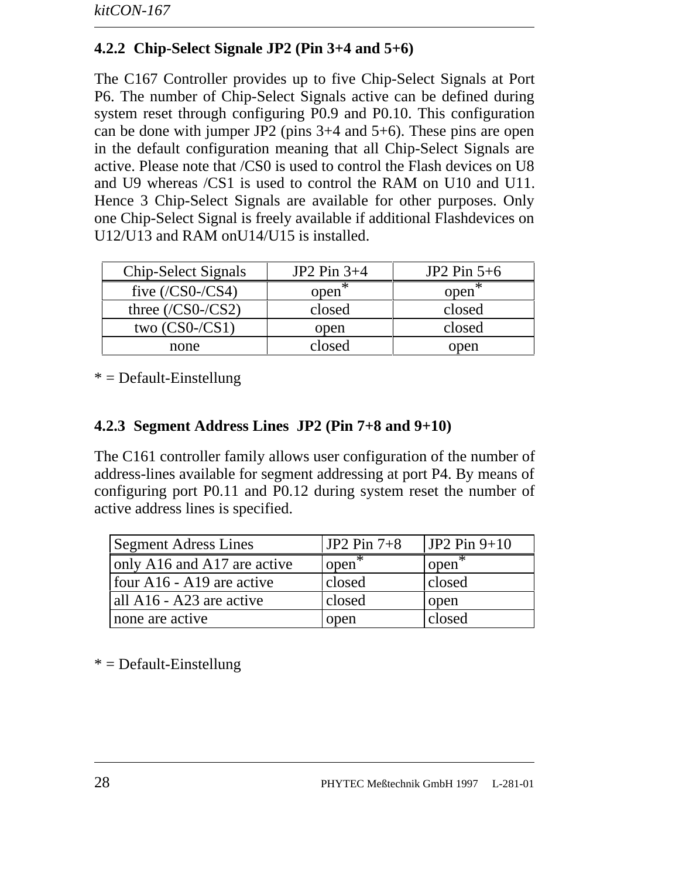### 4.2.2 Chip-Select Signale JP2 (Pin 3+4 and 5+6)

The C167 Controller provides up to five Chip-Select Signals at Port P6. The number of Chip-Select Signals active can be defined during system reset through configuring P0.9 and P0.10. This configuration can be done with jumper JP2 (pins 3+4 and 5+6). These pins are open in the default configuration meaning that all Chip-Select Signals are active. Please note that /CS0 is used to control the Flash devices on U8 and U9 whereas /CS1 is used to control the RAM on U10 and U11. Hence 3 Chip-Select Signals are available for other purposes. Only one Chip-Select Signal is freely available if additional Flashdevices on U12/U13 and RAM onU14/U15 is installed.

| Chip-Select Signals | JP2 Pin 3+4 | JP2 Pin 5+6 |
|---|---|---|
| five (/CS0-/CS4) | open* | open* |
| three (/CS0-/CS2) | closed | closed |
| two (CS0-/CS1) | open | closed |
| none | closed | open |

* = Default-Einstellung

### 4.2.3 Segment Address Lines JP2 (Pin 7+8 and 9+10)

The C161 controller family allows user configuration of the number of address-lines available for segment addressing at port P4. By means of configuring port P0.11 and P0.12 during system reset the number of active address lines is specified.

| Segment Adress Lines | JP2 Pin 7+8 | JP2 Pin 9+10 |
|---|---|---|
| only A16 and A17 are active | open* | open* |
| four A16 - A19 are active | closed | closed |
| all A16 - A23 are active | closed | open |
| none are active | open | closed |

* = Default-Einstellung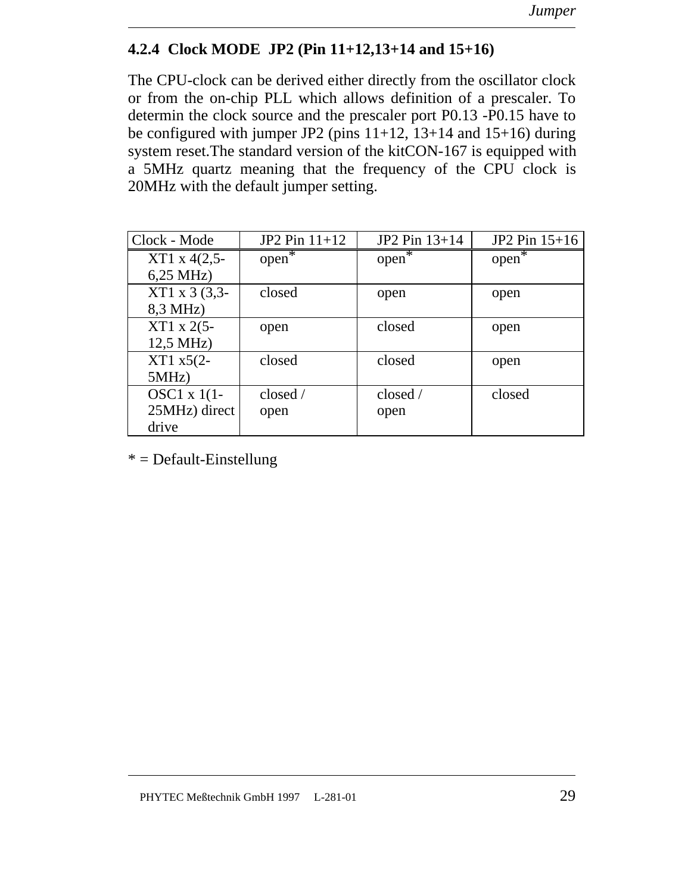### 4.2.4 Clock MODE JP2 (Pin 11+12,13+14 and 15+16)

The CPU-clock can be derived either directly from the oscillator clock or from the on-chip PLL which allows definition of a prescaler. To determin the clock source and the prescaler port P0.13 -P0.15 have to be configured with jumper JP2 (pins 11+12, 13+14 and 15+16) during system reset.The standard version of the kitCON-167 is equipped with a 5MHz quartz meaning that the frequency of the CPU clock is 20MHz with the default jumper setting.

| Clock - Mode | JP2 Pin 11+12 | JP2 Pin 13+14 | JP2 Pin 15+16 |
|---|---|---|---|
| XT1 x 4(2,5-6,25 MHz) | open* | open* | open* |
| XT1 x 3 (3,3-8,3 MHz) | closed | open | open |
| XT1 x 2(5-12,5 MHz) | open | closed | open |
| XT1 x5(2-5MHz) | closed | closed | open |
| OSC1 x 1(1-25MHz) direct drive | closed / open | closed / open | closed |

* = Default-Einstellung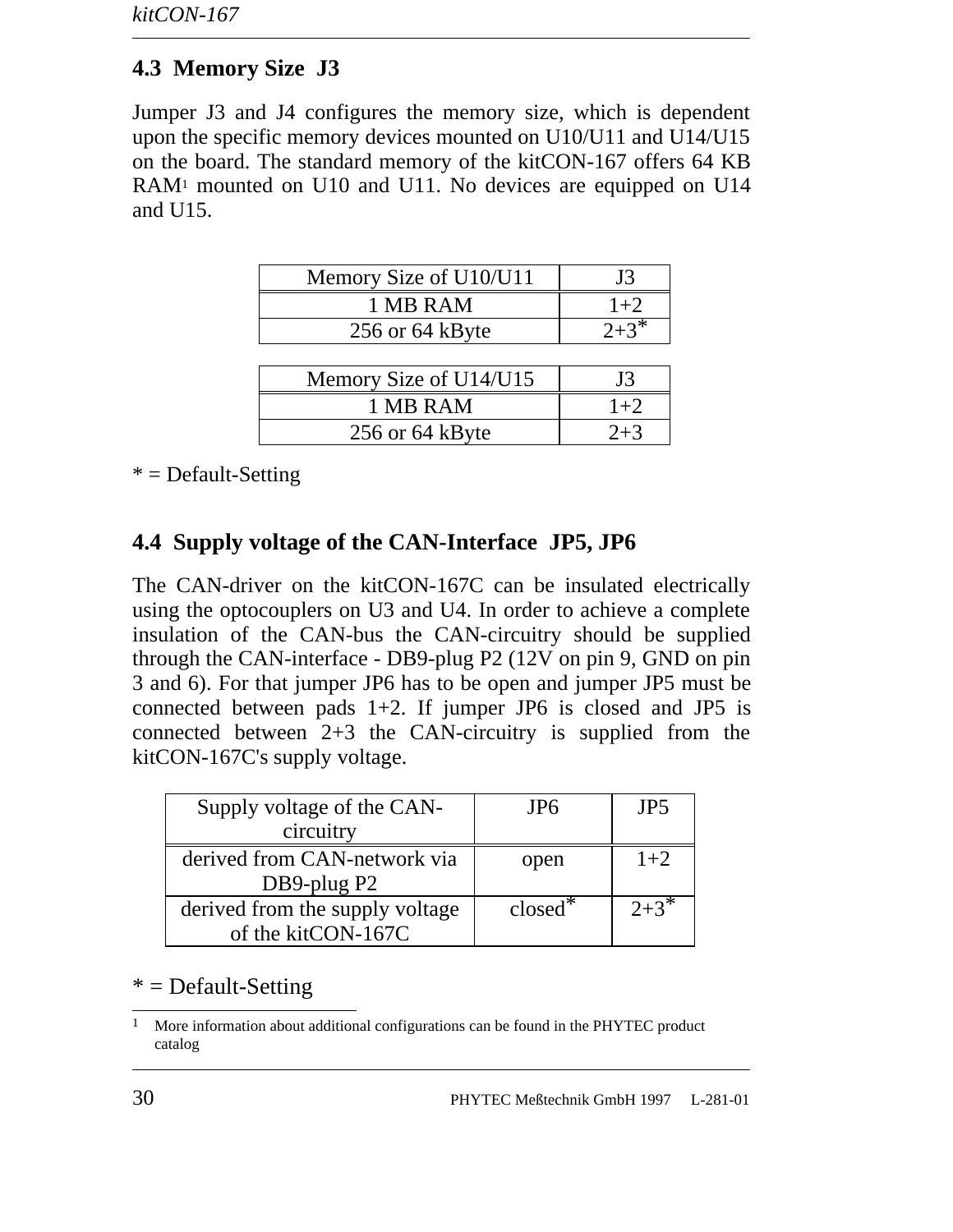## 4.3 Memory Size J3

Jumper J3 and J4 configures the memory size, which is dependent upon the specific memory devices mounted on U10/U11 and U14/U15 on the board. The standard memory of the kitCON-167 offers 64 KB RAM[1] mounted on U10 and U11. No devices are equipped on U14 and U15.

| Memory Size of U10/U11 | J3 |
|---|---|
| 1 MB RAM | 1+2 |
| 256 or 64 kByte | 2+3* |

| Memory Size of U14/U15 | J3 |
|---|---|
| 1 MB RAM | 1+2 |
| 256 or 64 kByte | 2+3 |

* = Default-Setting

## 4.4 Supply voltage of the CAN-Interface JP5, JP6

The CAN-driver on the kitCON-167C can be insulated electrically using the optocouplers on U3 and U4. In order to achieve a complete insulation of the CAN-bus the CAN-circuitry should be supplied through the CAN-interface - DB9-plug P2 (12V on pin 9, GND on pin 3 and 6). For that jumper JP6 has to be open and jumper JP5 must be connected between pads 1+2. If jumper JP6 is closed and JP5 is connected between 2+3 the CAN-circuitry is supplied from the kitCON-167C's supply voltage.

| Supply voltage of the CAN-circuitry | JP6 | JP5 |
|---|---|---|
| derived from CAN-network via DB9-plug P2 | open | 1+2 |
| derived from the supply voltage of the kitCON-167C | closed* | 2+3* |

* = Default-Setting

[1] More information about additional configurations can be found in the PHYTEC product catalog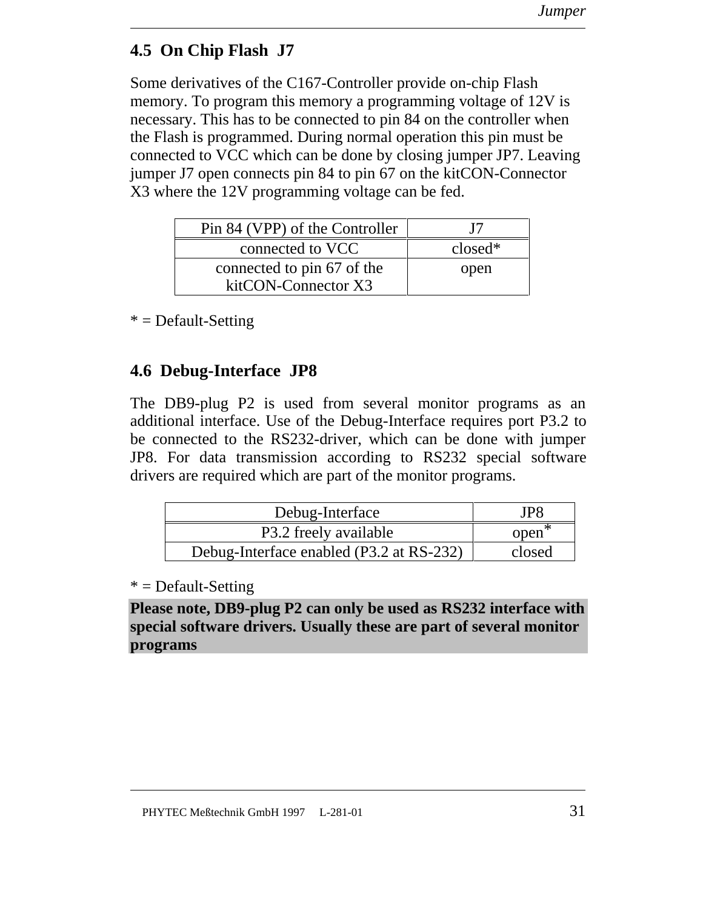## 4.5 On Chip Flash J7

Some derivatives of the C167-Controller provide on-chip Flash memory. To program this memory a programming voltage of 12V is necessary. This has to be connected to pin 84 on the controller when the Flash is programmed. During normal operation this pin must be connected to VCC which can be done by closing jumper JP7. Leaving jumper J7 open connects pin 84 to pin 67 on the kitCON-Connector X3 where the 12V programming voltage can be fed.

| Pin 84 (VPP) of the Controller | J7 |
|---|---|
| connected to VCC | closed* |
| connected to pin 67 of the kitCON-Connector X3 | open |

* = Default-Setting

## 4.6 Debug-Interface JP8

The DB9-plug P2 is used from several monitor programs as an additional interface. Use of the Debug-Interface requires port P3.2 to be connected to the RS232-driver, which can be done with jumper JP8. For data transmission according to RS232 special software drivers are required which are part of the monitor programs.

| Debug-Interface | JP8 |
|---|---|
| P3.2 freely available | open* |
| Debug-Interface enabled (P3.2 at RS-232) | closed |

* = Default-Setting

**Please note, DB9-plug P2 can only be used as RS232 interface with special software drivers. Usually these are part of several monitor programs**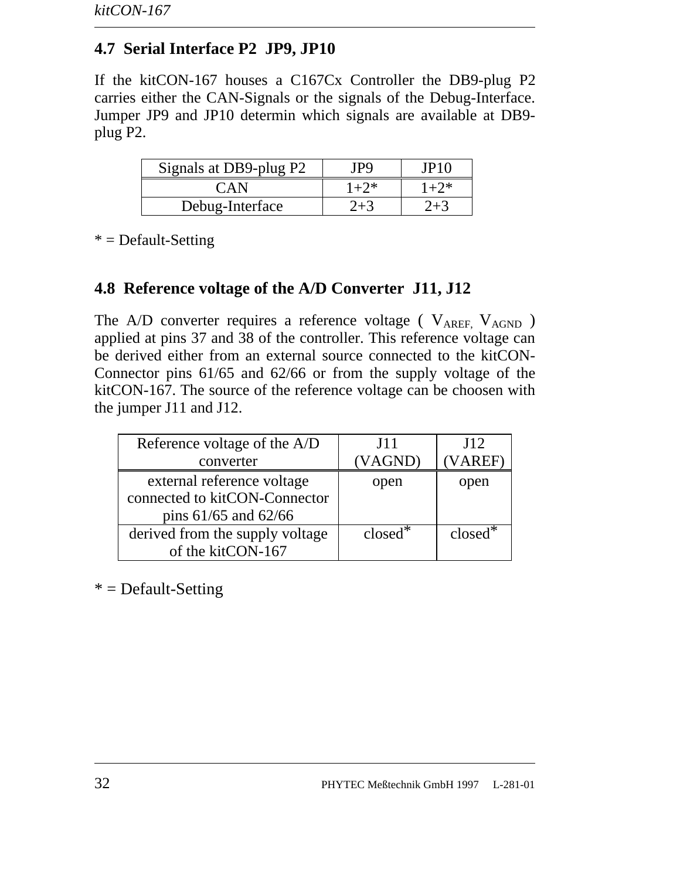## 4.7 Serial Interface P2 JP9, JP10

If the kitCON-167 houses a C167Cx Controller the DB9-plug P2 carries either the CAN-Signals or the signals of the Debug-Interface. Jumper JP9 and JP10 determin which signals are available at DB9-plug P2.

| Signals at DB9-plug P2 | JP9 | JP10 |
|---|---|---|
| CAN | 1+2* | 1+2* |
| Debug-Interface | 2+3 | 2+3 |

* = Default-Setting

## 4.8 Reference voltage of the A/D Converter J11, J12

The A/D converter requires a reference voltage ( $V_{AREF,}$ $V_{AGND}$ ) applied at pins 37 and 38 of the controller. This reference voltage can be derived either from an external source connected to the kitCON-Connector pins 61/65 and 62/66 or from the supply voltage of the kitCON-167. The source of the reference voltage can be choosen with the jumper J11 and J12.

| Reference voltage of the A/D converter | J11 (VAGND) | J12 (VAREF) |
|---|---|---|
| external reference voltage connected to kitCON-Connector pins 61/65 and 62/66 | open | open |
| derived from the supply voltage of the kitCON-167 | closed* | closed* |

* = Default-Setting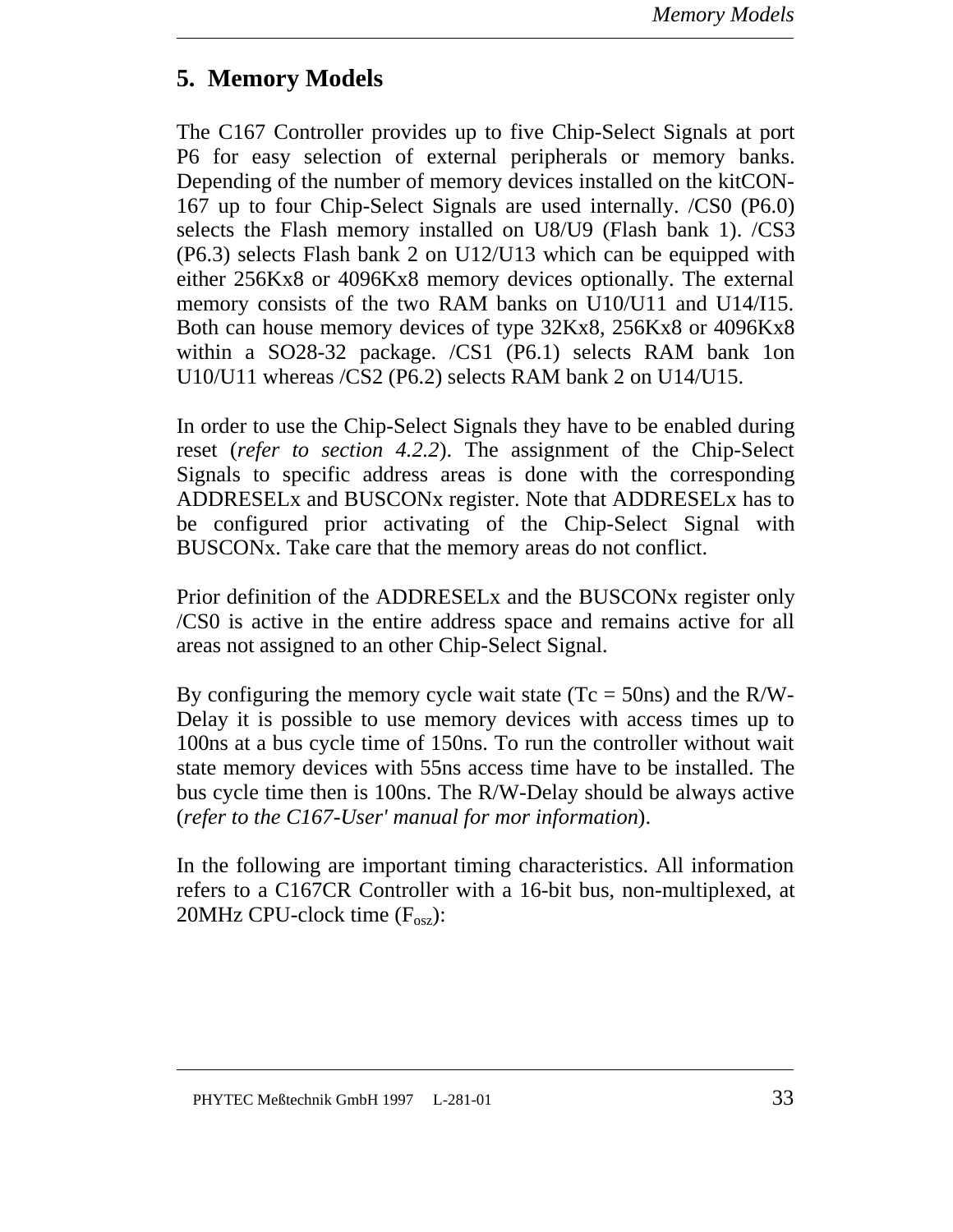# 5. Memory Models

The C167 Controller provides up to five Chip-Select Signals at port P6 for easy selection of external peripherals or memory banks. Depending of the number of memory devices installed on the kitCON-167 up to four Chip-Select Signals are used internally. /CS0 (P6.0) selects the Flash memory installed on U8/U9 (Flash bank 1). /CS3 (P6.3) selects Flash bank 2 on U12/U13 which can be equipped with either 256Kx8 or 4096Kx8 memory devices optionally. The external memory consists of the two RAM banks on U10/U11 and U14/I15. Both can house memory devices of type 32Kx8, 256Kx8 or 4096Kx8 within a SO28-32 package. /CS1 (P6.1) selects RAM bank 1on U10/U11 whereas /CS2 (P6.2) selects RAM bank 2 on U14/U15.

In order to use the Chip-Select Signals they have to be enabled during reset (*refer to section 4.2.2*). The assignment of the Chip-Select Signals to specific address areas is done with the corresponding ADDRESELx and BUSCONx register. Note that ADDRESELx has to be configured prior activating of the Chip-Select Signal with BUSCONx. Take care that the memory areas do not conflict.

Prior definition of the ADDRESELx and the BUSCONx register only /CS0 is active in the entire address space and remains active for all areas not assigned to an other Chip-Select Signal.

By configuring the memory cycle wait state (Tc = 50ns) and the R/W-Delay it is possible to use memory devices with access times up to 100ns at a bus cycle time of 150ns. To run the controller without wait state memory devices with 55ns access time have to be installed. The bus cycle time then is 100ns. The R/W-Delay should be always active (*refer to the C167-User' manual for mor information*).

In the following are important timing characteristics. All information refers to a C167CR Controller with a 16-bit bus, non-multiplexed, at 20MHz CPU-clock time ($F_{osz}$):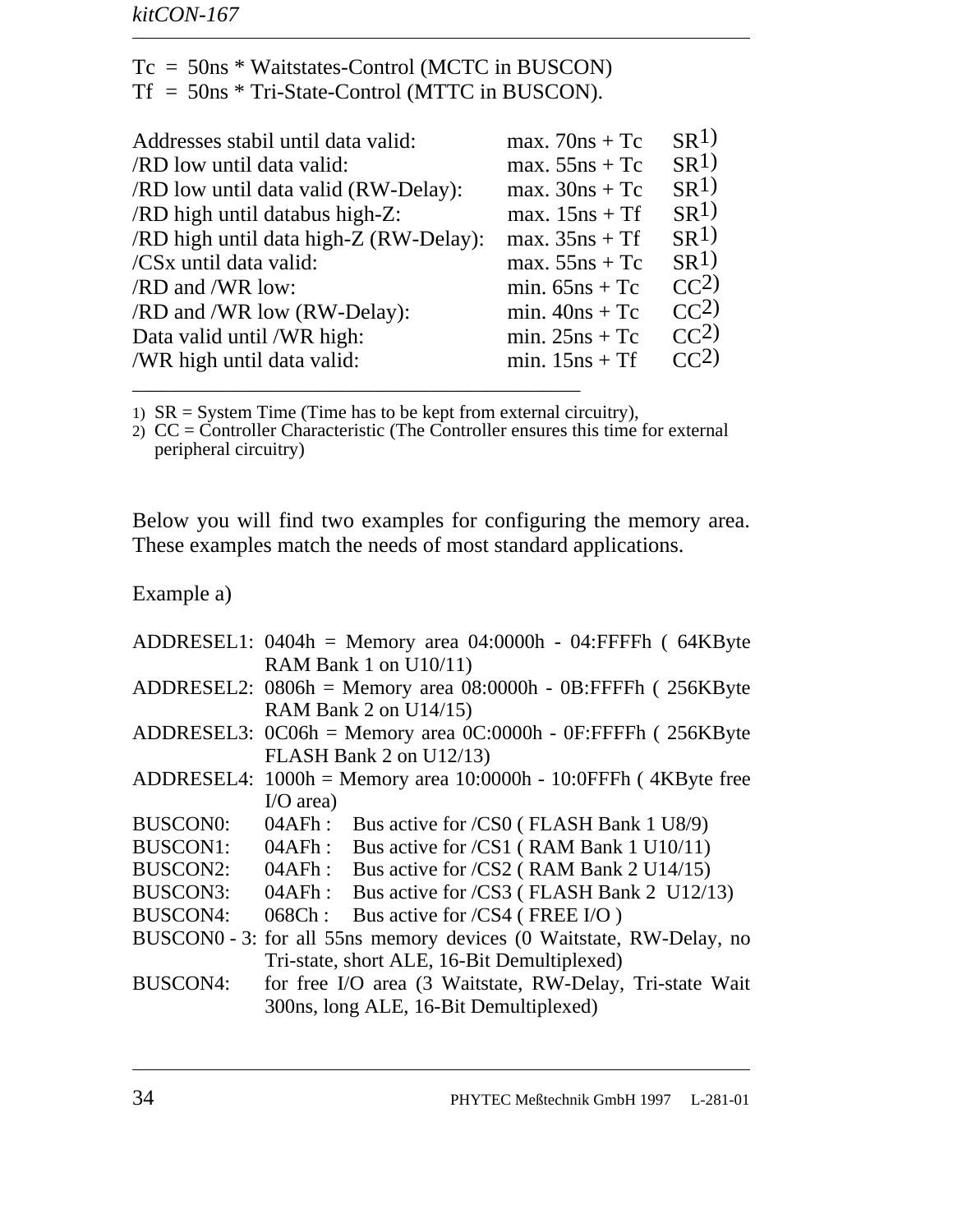Tc = 50ns * Waitstates-Control (MCTC in BUSCON)
Tf = 50ns * Tri-State-Control (MTTC in BUSCON).

| | | |
|---|---|---|
| Addresses stabil until data valid: | max. 70ns + Tc | SR[1)] |
| /RD low until data valid: | max. 55ns + Tc | SR[1)] |
| /RD low until data valid (RW-Delay): | max. 30ns + Tc | SR[1)] |
| /RD high until databus high-Z: | max. 15ns + Tf | SR[1)] |
| /RD high until data high-Z (RW-Delay): | max. 35ns + Tf | SR[1)] |
| /CSx until data valid: | max. 55ns + Tc | SR[1)] |
| /RD and /WR low: | min. 65ns + Tc | CC[2)] |
| /RD and /WR low (RW-Delay): | min. 40ns + Tc | CC[2)] |
| Data valid until /WR high: | min. 25ns + Tc | CC[2)] |
| /WR high until data valid: | min. 15ns + Tf | CC[2)] |

1) SR = System Time (Time has to be kept from external circuitry),
2) CC = Controller Characteristic (The Controller ensures this time for external peripheral circuitry)

Below you will find two examples for configuring the memory area. These examples match the needs of most standard applications.

Example a)

ADDRESEL1: 0404h = Memory area 04:0000h - 04:FFFFh ( 64KByte RAM Bank 1 on U10/11)
ADDRESEL2: 0806h = Memory area 08:0000h - 0B:FFFFh ( 256KByte RAM Bank 2 on U14/15)
ADDRESEL3: 0C06h = Memory area 0C:0000h - 0F:FFFFh ( 256KByte FLASH Bank 2 on U12/13)
ADDRESEL4: 1000h = Memory area 10:0000h - 10:0FFFh ( 4KByte free I/O area)
BUSCON0: 04AFh : Bus active for /CS0 ( FLASH Bank 1 U8/9)
BUSCON1: 04AFh : Bus active for /CS1 ( RAM Bank 1 U10/11)
BUSCON2: 04AFh : Bus active for /CS2 ( RAM Bank 2 U14/15)
BUSCON3: 04AFh : Bus active for /CS3 ( FLASH Bank 2 U12/13)
BUSCON4: 068Ch : Bus active for /CS4 ( FREE I/O )
BUSCON0 - 3: for all 55ns memory devices (0 Waitstate, RW-Delay, no Tri-state, short ALE, 16-Bit Demultiplexed)
BUSCON4: for free I/O area (3 Waitstate, RW-Delay, Tri-state Wait 300ns, long ALE, 16-Bit Demultiplexed)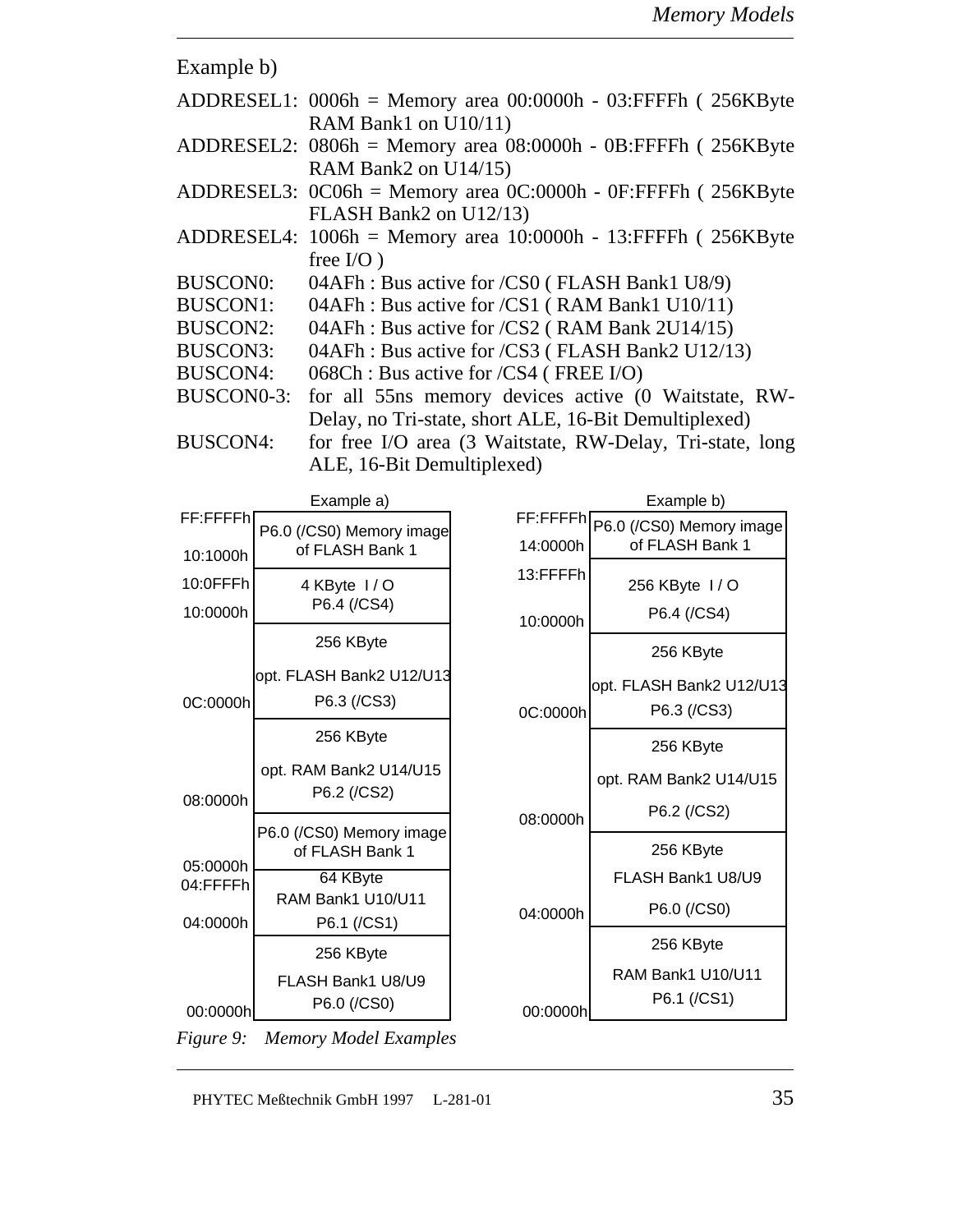Example b)

ADDRESEL1: 0006h = Memory area 00:0000h - 03:FFFFh ( 256KByte RAM Bank1 on U10/11)
ADDRESEL2: 0806h = Memory area 08:0000h - 0B:FFFFh ( 256KByte RAM Bank2 on U14/15)
ADDRESEL3: 0C06h = Memory area 0C:0000h - 0F:FFFFh ( 256KByte FLASH Bank2 on U12/13)
ADDRESEL4: 1006h = Memory area 10:0000h - 13:FFFFh ( 256KByte free I/O )
BUSCON0: 04AFh : Bus active for /CS0 ( FLASH Bank1 U8/9)
BUSCON1: 04AFh : Bus active for /CS1 ( RAM Bank1 U10/11)
BUSCON2: 04AFh : Bus active for /CS2 ( RAM Bank 2U14/15)
BUSCON3: 04AFh : Bus active for /CS3 ( FLASH Bank2 U12/13)
BUSCON4: 068Ch : Bus active for /CS4 ( FREE I/O)
BUSCON0-3: for all 55ns memory devices active (0 Waitstate, RW-Delay, no Tri-state, short ALE, 16-Bit Demultiplexed)
BUSCON4: for free I/O area (3 Waitstate, RW-Delay, Tri-state, long ALE, 16-Bit Demultiplexed)

**Example a)**

| Address | Memory area |
|---|---|
| FF:FFFFh – 10:1000h | P6.0 (/CS0) Memory image of FLASH Bank 1 |
| 10:0FFFh – 10:0000h | 4 KByte I / O P6.4 (/CS4) |
| 0C:0000h | 256 KByte opt. FLASH Bank2 U12/U13 P6.3 (/CS3) |
| 08:0000h | 256 KByte opt. RAM Bank2 U14/U15 P6.2 (/CS2) |
| 05:0000h | P6.0 (/CS0) Memory image of FLASH Bank 1 |
| 04:FFFFh – 04:0000h | 64 KByte RAM Bank1 U10/U11 P6.1 (/CS1) |
| 00:0000h | 256 KByte FLASH Bank1 U8/U9 P6.0 (/CS0) |

**Example b)**

| Address | Memory area |
|---|---|
| FF:FFFFh – 14:0000h | P6.0 (/CS0) Memory image of FLASH Bank 1 |
| 13:FFFFh – 10:0000h | 256 KByte I / O P6.4 (/CS4) |
| 0C:0000h | 256 KByte opt. FLASH Bank2 U12/U13 P6.3 (/CS3) |
| 08:0000h | 256 KByte opt. RAM Bank2 U14/U15 P6.2 (/CS2) |
| 04:0000h | 256 KByte FLASH Bank1 U8/U9 P6.0 (/CS0) |
| 00:0000h | 256 KByte RAM Bank1 U10/U11 P6.1 (/CS1) |

*Figure 9: Memory Model Examples*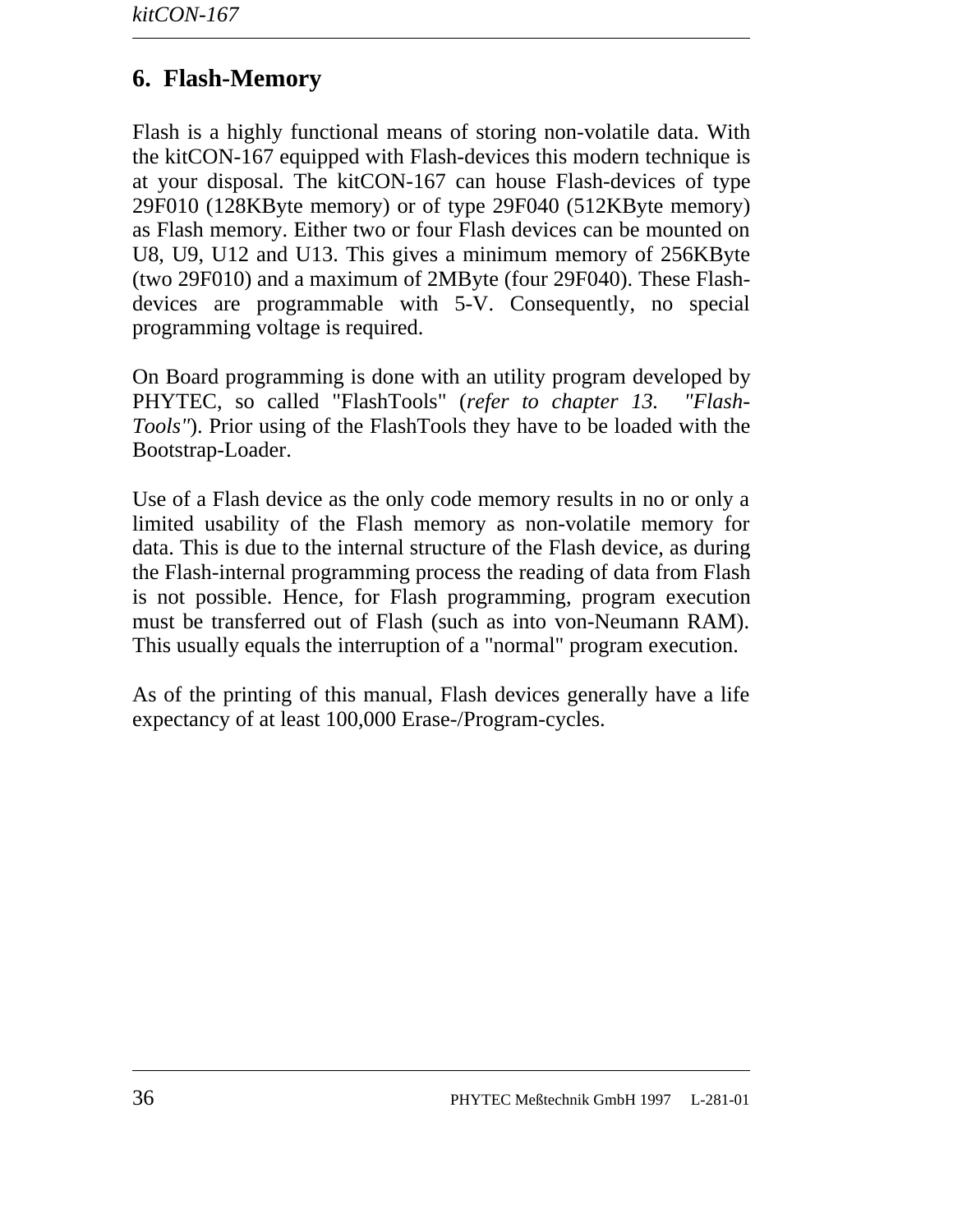# 6. Flash-Memory

Flash is a highly functional means of storing non-volatile data. With the kitCON-167 equipped with Flash-devices this modern technique is at your disposal. The kitCON-167 can house Flash-devices of type 29F010 (128KByte memory) or of type 29F040 (512KByte memory) as Flash memory. Either two or four Flash devices can be mounted on U8, U9, U12 and U13. This gives a minimum memory of 256KByte (two 29F010) and a maximum of 2MByte (four 29F040). These Flash-devices are programmable with 5-V. Consequently, no special programming voltage is required.

On Board programming is done with an utility program developed by PHYTEC, so called "FlashTools" (*refer to chapter 13. "Flash-Tools"*). Prior using of the FlashTools they have to be loaded with the Bootstrap-Loader.

Use of a Flash device as the only code memory results in no or only a limited usability of the Flash memory as non-volatile memory for data. This is due to the internal structure of the Flash device, as during the Flash-internal programming process the reading of data from Flash is not possible. Hence, for Flash programming, program execution must be transferred out of Flash (such as into von-Neumann RAM). This usually equals the interruption of a "normal" program execution.

As of the printing of this manual, Flash devices generally have a life expectancy of at least 100,000 Erase-/Program-cycles.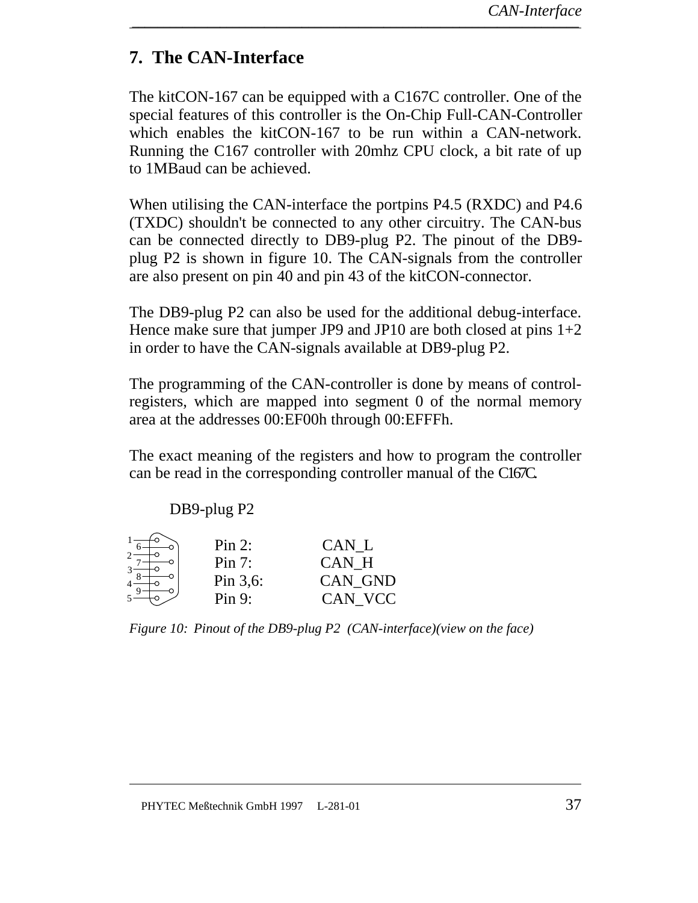# 7. The CAN-Interface

The kitCON-167 can be equipped with a C167C controller. One of the special features of this controller is the On-Chip Full-CAN-Controller which enables the kitCON-167 to be run within a CAN-network. Running the C167 controller with 20mhz CPU clock, a bit rate of up to 1MBaud can be achieved.

When utilising the CAN-interface the portpins P4.5 (RXDC) and P4.6 (TXDC) shouldn't be connected to any other circuitry. The CAN-bus can be connected directly to DB9-plug P2. The pinout of the DB9-plug P2 is shown in figure 10. The CAN-signals from the controller are also present on pin 40 and pin 43 of the kitCON-connector.

The DB9-plug P2 can also be used for the additional debug-interface. Hence make sure that jumper JP9 and JP10 are both closed at pins 1+2 in order to have the CAN-signals available at DB9-plug P2.

The programming of the CAN-controller is done by means of control-registers, which are mapped into segment 0 of the normal memory area at the addresses 00:EF00h through 00:EFFFh.

The exact meaning of the registers and how to program the controller can be read in the corresponding controller manual of the C167C.

DB9-plug P2

| | |
|---|---|
| Pin 2: | CAN_L |
| Pin 7: | CAN_H |
| Pin 3,6: | CAN_GND |
| Pin 9: | CAN_VCC |

*Figure 10: Pinout of the DB9-plug P2 (CAN-interface)(view on the face)*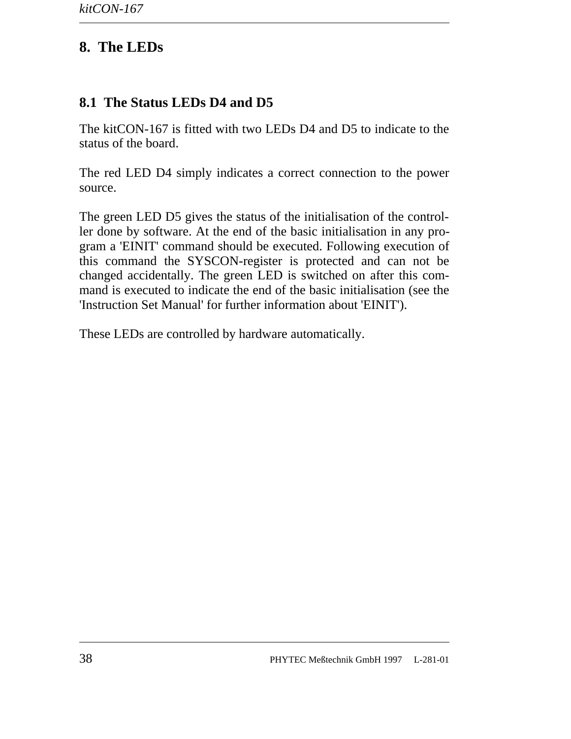# 8. The LEDs

## 8.1 The Status LEDs D4 and D5

The kitCON-167 is fitted with two LEDs D4 and D5 to indicate to the status of the board.

The red LED D4 simply indicates a correct connection to the power source.

The green LED D5 gives the status of the initialisation of the controller done by software. At the end of the basic initialisation in any program a 'EINIT' command should be executed. Following execution of this command the SYSCON-register is protected and can not be changed accidentally. The green LED is switched on after this command is executed to indicate the end of the basic initialisation (see the 'Instruction Set Manual' for further information about 'EINIT').

These LEDs are controlled by hardware automatically.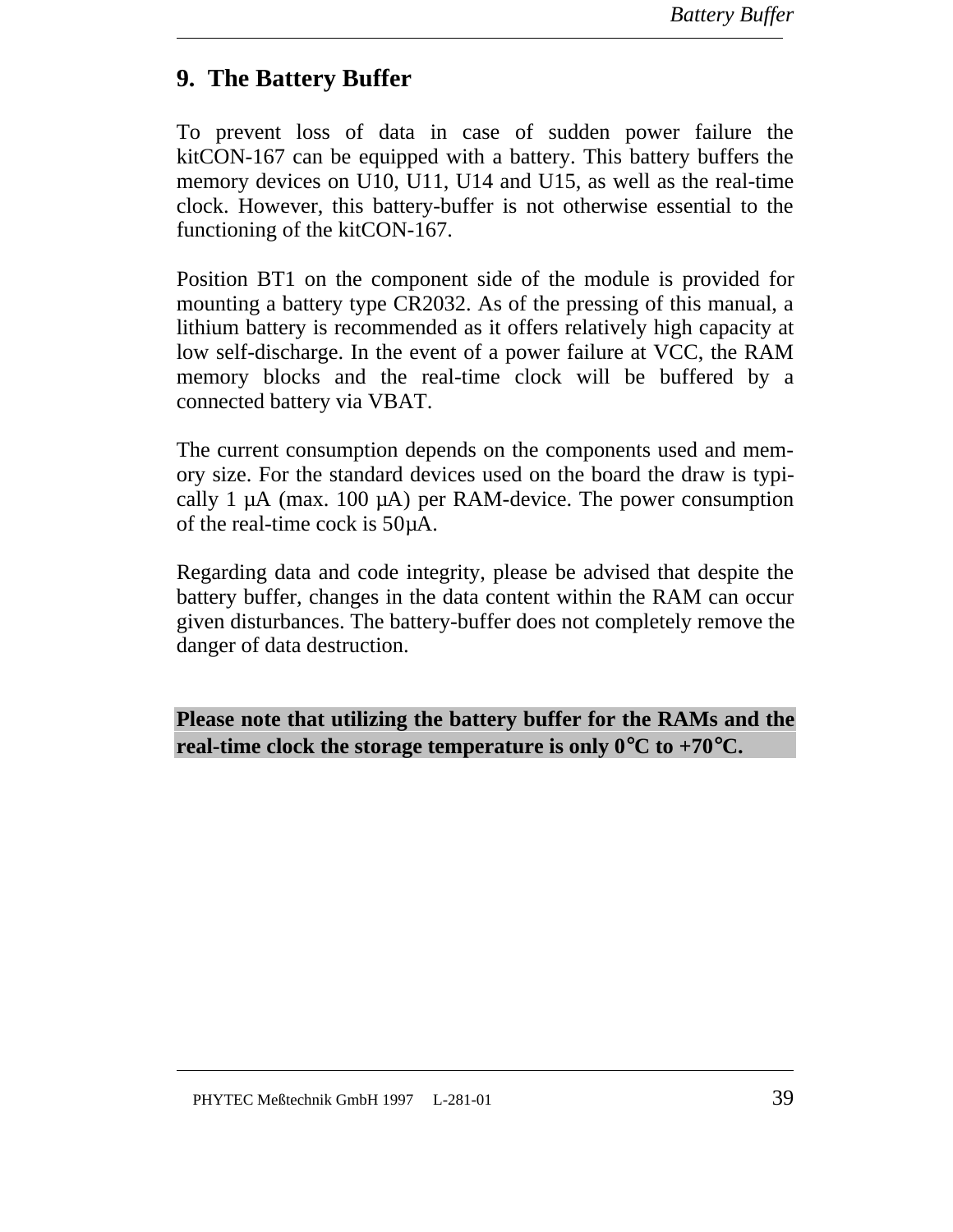# 9. The Battery Buffer

To prevent loss of data in case of sudden power failure the kitCON-167 can be equipped with a battery. This battery buffers the memory devices on U10, U11, U14 and U15, as well as the real-time clock. However, this battery-buffer is not otherwise essential to the functioning of the kitCON-167.

Position BT1 on the component side of the module is provided for mounting a battery type CR2032. As of the pressing of this manual, a lithium battery is recommended as it offers relatively high capacity at low self-discharge. In the event of a power failure at VCC, the RAM memory blocks and the real-time clock will be buffered by a connected battery via VBAT.

The current consumption depends on the components used and memory size. For the standard devices used on the board the draw is typically 1 µA (max. 100 µA) per RAM-device. The power consumption of the real-time cock is 50µA.

Regarding data and code integrity, please be advised that despite the battery buffer, changes in the data content within the RAM can occur given disturbances. The battery-buffer does not completely remove the danger of data destruction.

**Please note that utilizing the battery buffer for the RAMs and the real-time clock the storage temperature is only 0°C to +70°C.**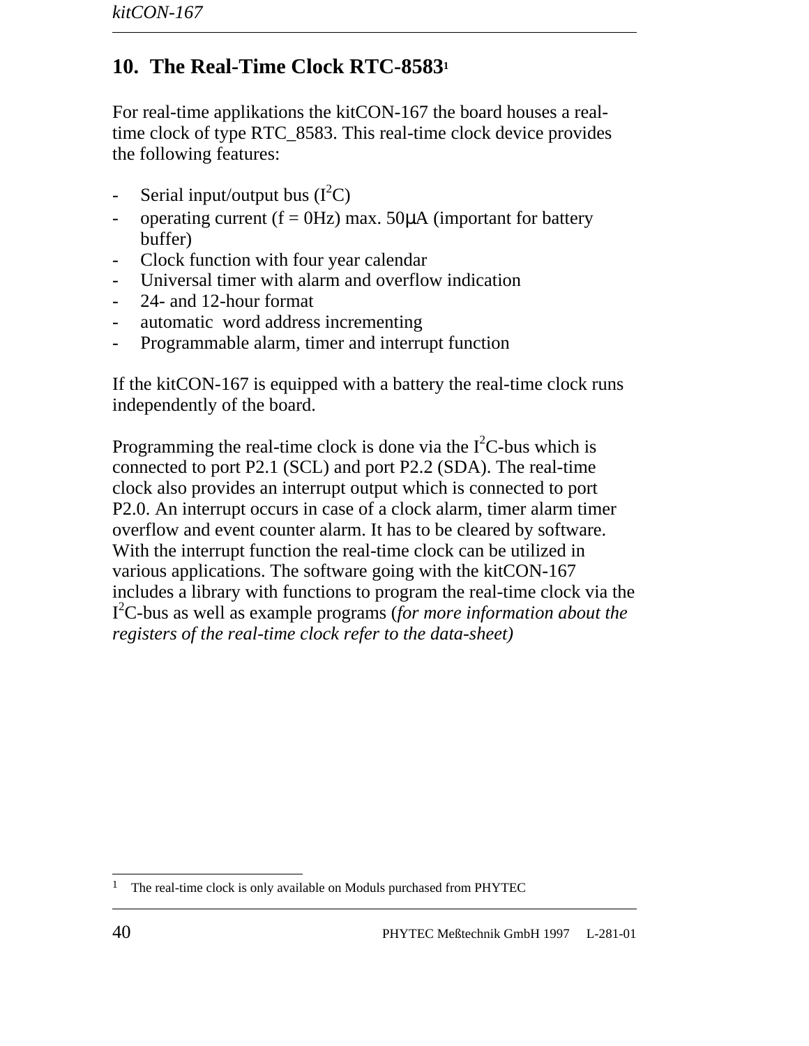# 10. The Real-Time Clock RTC-8583[1]

For real-time applikations the kitCON-167 the board houses a real-time clock of type RTC_8583. This real-time clock device provides the following features:

- Serial input/output bus ($I^2C$)
- operating current (f = 0Hz) max. 50μA (important for battery buffer)
- Clock function with four year calendar
- Universal timer with alarm and overflow indication
- 24- and 12-hour format
- automatic word address incrementing
- Programmable alarm, timer and interrupt function

If the kitCON-167 is equipped with a battery the real-time clock runs independently of the board.

Programming the real-time clock is done via the $I^2C$-bus which is connected to port P2.1 (SCL) and port P2.2 (SDA). The real-time clock also provides an interrupt output which is connected to port P2.0. An interrupt occurs in case of a clock alarm, timer alarm timer overflow and event counter alarm. It has to be cleared by software. With the interrupt function the real-time clock can be utilized in various applications. The software going with the kitCON-167 includes a library with functions to program the real-time clock via the $I^2C$-bus as well as example programs (*for more information about the registers of the real-time clock refer to the data-sheet)*

[1] The real-time clock is only available on Moduls purchased from PHYTEC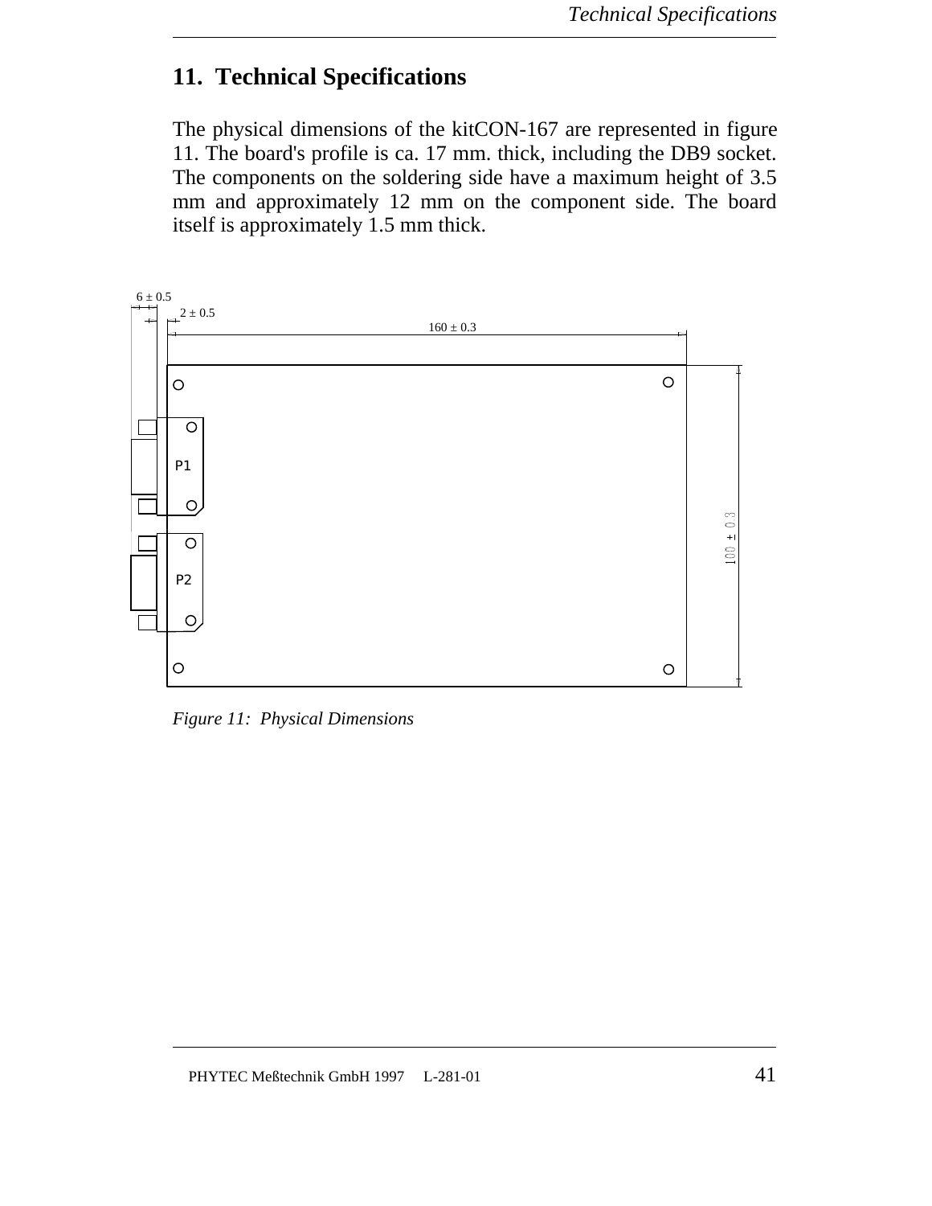# 11. Technical Specifications

The physical dimensions of the kitCON-167 are represented in figure 11. The board's profile is ca. 17 mm. thick, including the DB9 socket. The components on the soldering side have a maximum height of 3.5 mm and approximately 12 mm on the component side. The board itself is approximately 1.5 mm thick.

6 ± 0.5

2 ± 0.5

160 ± 0.3

P1

P2

100 ± 0.3

*Figure 11: Physical Dimensions*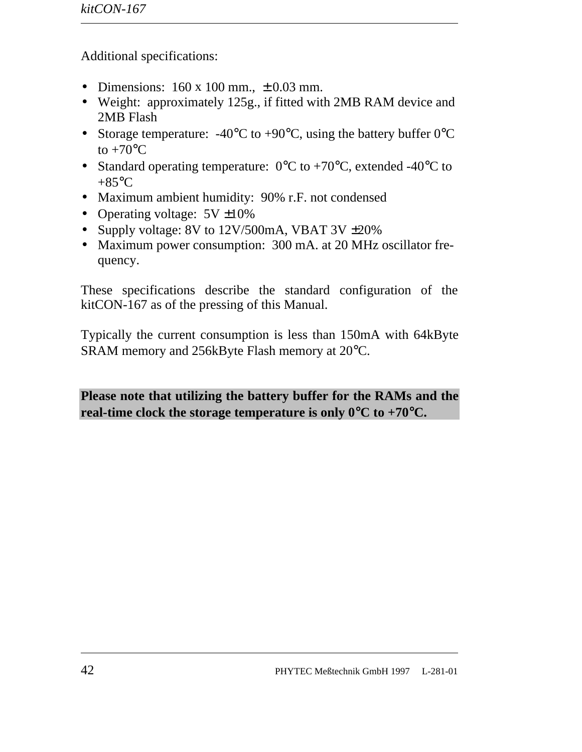Additional specifications:

- Dimensions:  160 x 100 mm.,  ± 0.03 mm.
- Weight:  approximately 125g., if fitted with 2MB RAM device and 2MB Flash
- Storage temperature:  -40°C to +90°C, using the battery buffer 0°C to +70°C
- Standard operating temperature:  0°C to +70°C, extended -40°C to +85°C
- Maximum ambient humidity:  90% r.F. not condensed
- Operating voltage:  5V ±10%
- Supply voltage: 8V to 12V/500mA, VBAT 3V ±20%
- Maximum power consumption:  300 mA. at 20 MHz oscillator frequency.

These specifications describe the standard configuration of the kitCON-167 as of the pressing of this Manual.

Typically the current consumption is less than 150mA with 64kByte SRAM memory and 256kByte Flash memory at 20°C.

**Please note that utilizing the battery buffer for the RAMs and the real-time clock the storage temperature is only 0°C to +70°C.**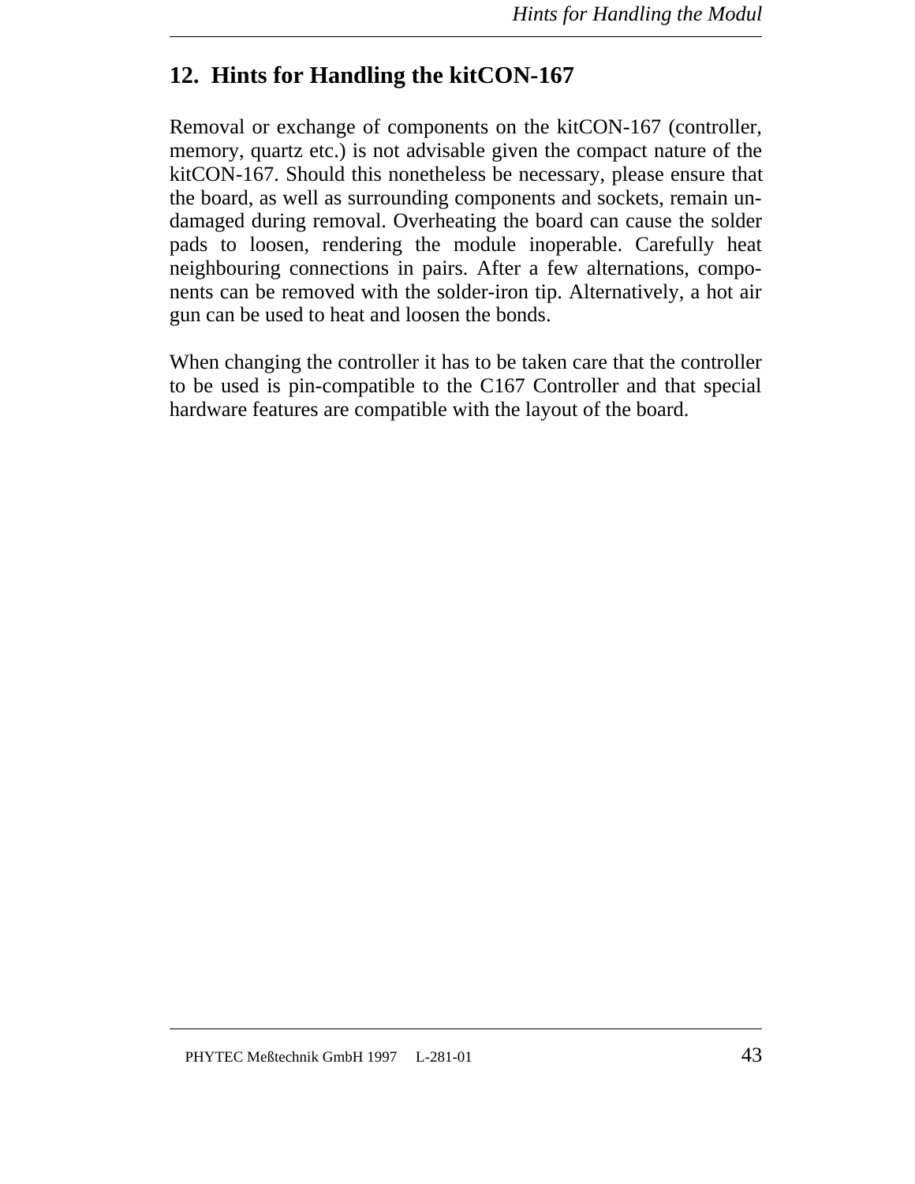# 12. Hints for Handling the kitCON-167

Removal or exchange of components on the kitCON-167 (controller, memory, quartz etc.) is not advisable given the compact nature of the kitCON-167. Should this nonetheless be necessary, please ensure that the board, as well as surrounding components and sockets, remain undamaged during removal. Overheating the board can cause the solder pads to loosen, rendering the module inoperable. Carefully heat neighbouring connections in pairs. After a few alternations, components can be removed with the solder-iron tip. Alternatively, a hot air gun can be used to heat and loosen the bonds.

When changing the controller it has to be taken care that the controller to be used is pin-compatible to the C167 Controller and that special hardware features are compatible with the layout of the board.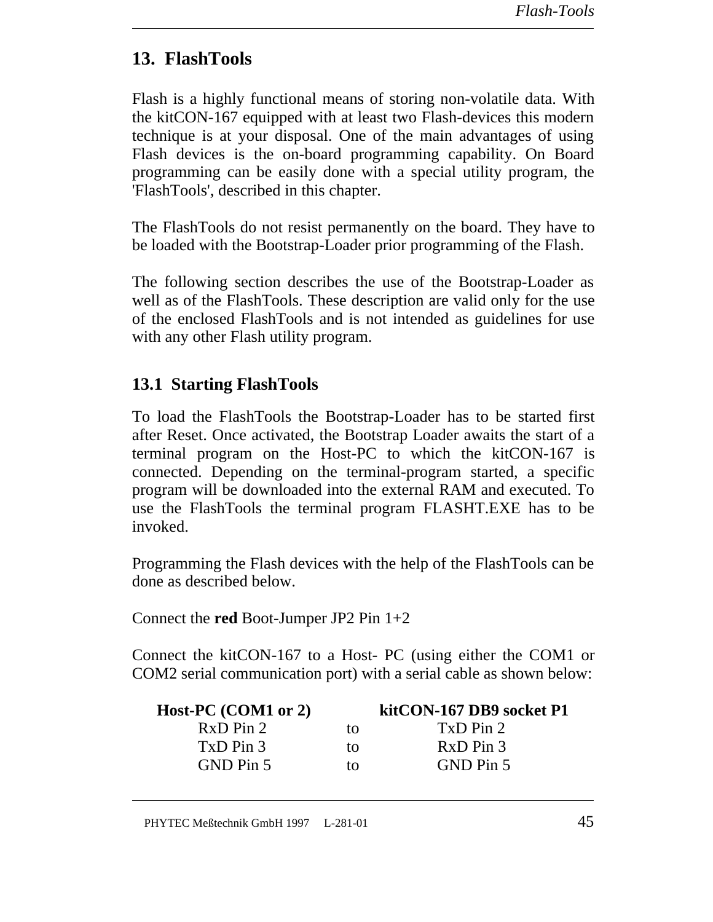# 13. FlashTools

Flash is a highly functional means of storing non-volatile data. With the kitCON-167 equipped with at least two Flash-devices this modern technique is at your disposal. One of the main advantages of using Flash devices is the on-board programming capability. On Board programming can be easily done with a special utility program, the 'FlashTools', described in this chapter.

The FlashTools do not resist permanently on the board. They have to be loaded with the Bootstrap-Loader prior programming of the Flash.

The following section describes the use of the Bootstrap-Loader as well as of the FlashTools. These description are valid only for the use of the enclosed FlashTools and is not intended as guidelines for use with any other Flash utility program.

## 13.1 Starting FlashTools

To load the FlashTools the Bootstrap-Loader has to be started first after Reset. Once activated, the Bootstrap Loader awaits the start of a terminal program on the Host-PC to which the kitCON-167 is connected. Depending on the terminal-program started, a specific program will be downloaded into the external RAM and executed. To use the FlashTools the terminal program FLASHT.EXE has to be invoked.

Programming the Flash devices with the help of the FlashTools can be done as described below.

Connect the **red** Boot-Jumper JP2 Pin 1+2

Connect the kitCON-167 to a Host- PC (using either the COM1 or COM2 serial communication port) with a serial cable as shown below:

| Host-PC (COM1 or 2) | | kitCON-167 DB9 socket P1 |
|---|---|---|
| RxD Pin 2 | to | TxD Pin 2 |
| TxD Pin 3 | to | RxD Pin 3 |
| GND Pin 5 | to | GND Pin 5 |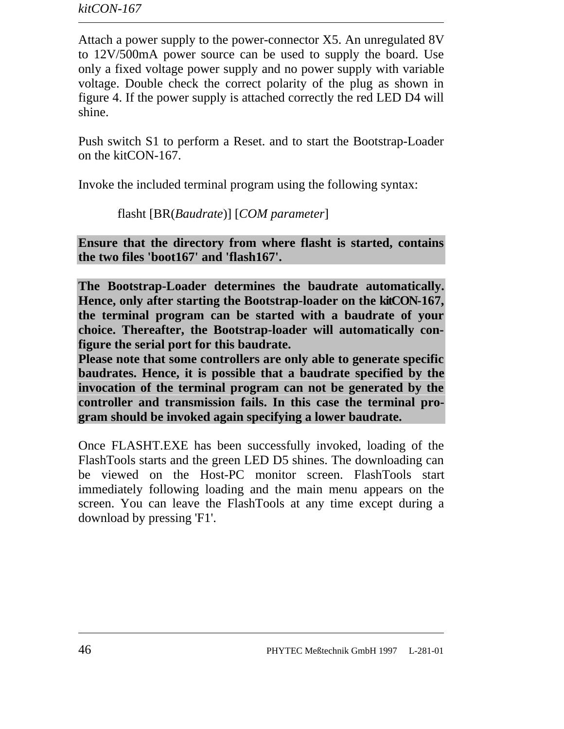Attach a power supply to the power-connector X5. An unregulated 8V to 12V/500mA power source can be used to supply the board. Use only a fixed voltage power supply and no power supply with variable voltage. Double check the correct polarity of the plug as shown in figure 4. If the power supply is attached correctly the red LED D4 will shine.

Push switch S1 to perform a Reset. and to start the Bootstrap-Loader on the kitCON-167.

Invoke the included terminal program using the following syntax:

flasht [BR(*Baudrate*)] [*COM parameter*]

**Ensure that the directory from where flasht is started, contains the two files 'boot167' and 'flash167'.**

**The Bootstrap-Loader determines the baudrate automatically. Hence, only after starting the Bootstrap-loader on the kitCON-167, the terminal program can be started with a baudrate of your choice. Thereafter, the Bootstrap-loader will automatically configure the serial port for this baudrate.**
**Please note that some controllers are only able to generate specific baudrates. Hence, it is possible that a baudrate specified by the invocation of the terminal program can not be generated by the controller and transmission fails. In this case the terminal program should be invoked again specifying a lower baudrate.**

Once FLASHT.EXE has been successfully invoked, loading of the FlashTools starts and the green LED D5 shines. The downloading can be viewed on the Host-PC monitor screen. FlashTools start immediately following loading and the main menu appears on the screen. You can leave the FlashTools at any time except during a download by pressing 'F1'.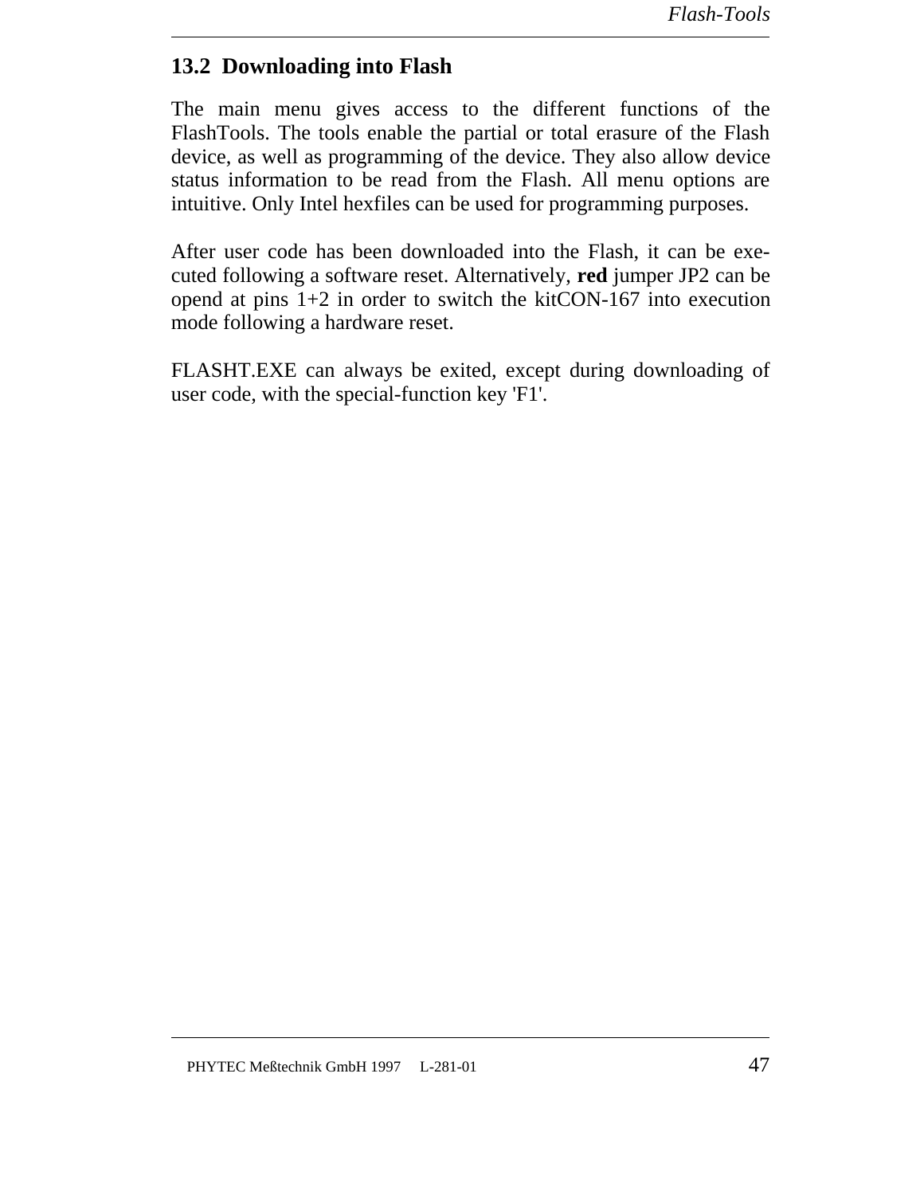## 13.2 Downloading into Flash

The main menu gives access to the different functions of the FlashTools. The tools enable the partial or total erasure of the Flash device, as well as programming of the device. They also allow device status information to be read from the Flash. All menu options are intuitive. Only Intel hexfiles can be used for programming purposes.

After user code has been downloaded into the Flash, it can be executed following a software reset. Alternatively, **red** jumper JP2 can be opend at pins 1+2 in order to switch the kitCON-167 into execution mode following a hardware reset.

FLASHT.EXE can always be exited, except during downloading of user code, with the special-function key 'F1'.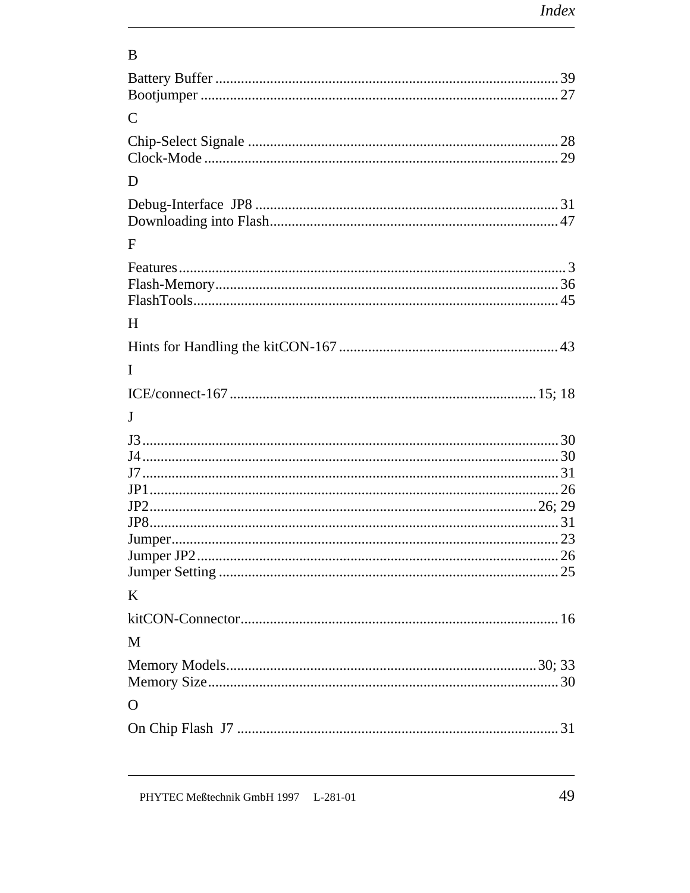B

Battery Buffer ............................................................................................ 39
Bootjumper ................................................................................................ 27

C

Chip-Select Signale .................................................................................. 28
Clock-Mode ............................................................................................... 29

D

Debug-Interface  JP8 ................................................................................. 31
Downloading into Flash............................................................................. 47

F

Features....................................................................................................... 3
Flash-Memory............................................................................................ 36
FlashTools.................................................................................................. 45

H

Hints for Handling the kitCON-167 ........................................................... 43

I

ICE/connect-167 ................................................................................. 15; 18

J

J3................................................................................................................ 30
J4................................................................................................................ 30
J7................................................................................................................ 31
JP1.............................................................................................................. 26
JP2........................................................................................................ 26; 29
JP8.............................................................................................................. 31
Jumper........................................................................................................ 23
Jumper JP2................................................................................................. 26
Jumper Setting ........................................................................................... 25

K

kitCON-Connector..................................................................................... 16

M

Memory Models.................................................................................. 30; 33
Memory Size.............................................................................................. 30

O

On Chip Flash  J7 ...................................................................................... 31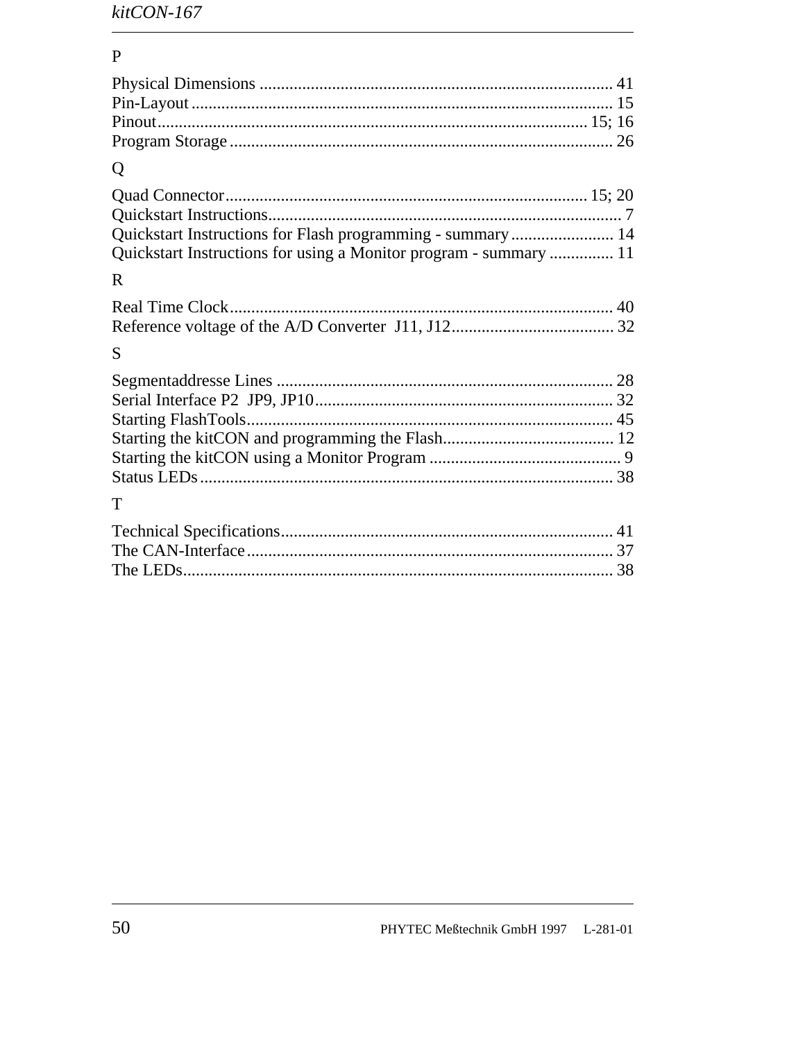## P

Physical Dimensions .................................................................................. 41
Pin-Layout .................................................................................................. 15
Pinout..................................................................................................... 15; 16
Program Storage ......................................................................................... 26

## Q

Quad Connector.................................................................................... 15; 20
Quickstart Instructions.................................................................................. 7
Quickstart Instructions for Flash programming - summary........................ 14
Quickstart Instructions for using a Monitor program - summary .............. 11

## R

Real Time Clock......................................................................................... 40
Reference voltage of the A/D Converter J11, J12...................................... 32

## S

Segmentaddresse Lines .............................................................................. 28
Serial Interface P2 JP9, JP10..................................................................... 32
Starting FlashTools..................................................................................... 45
Starting the kitCON and programming the Flash........................................ 12
Starting the kitCON using a Monitor Program ............................................ 9
Status LEDs................................................................................................ 38

## T

Technical Specifications............................................................................. 41
The CAN-Interface..................................................................................... 37
The LEDs.................................................................................................... 38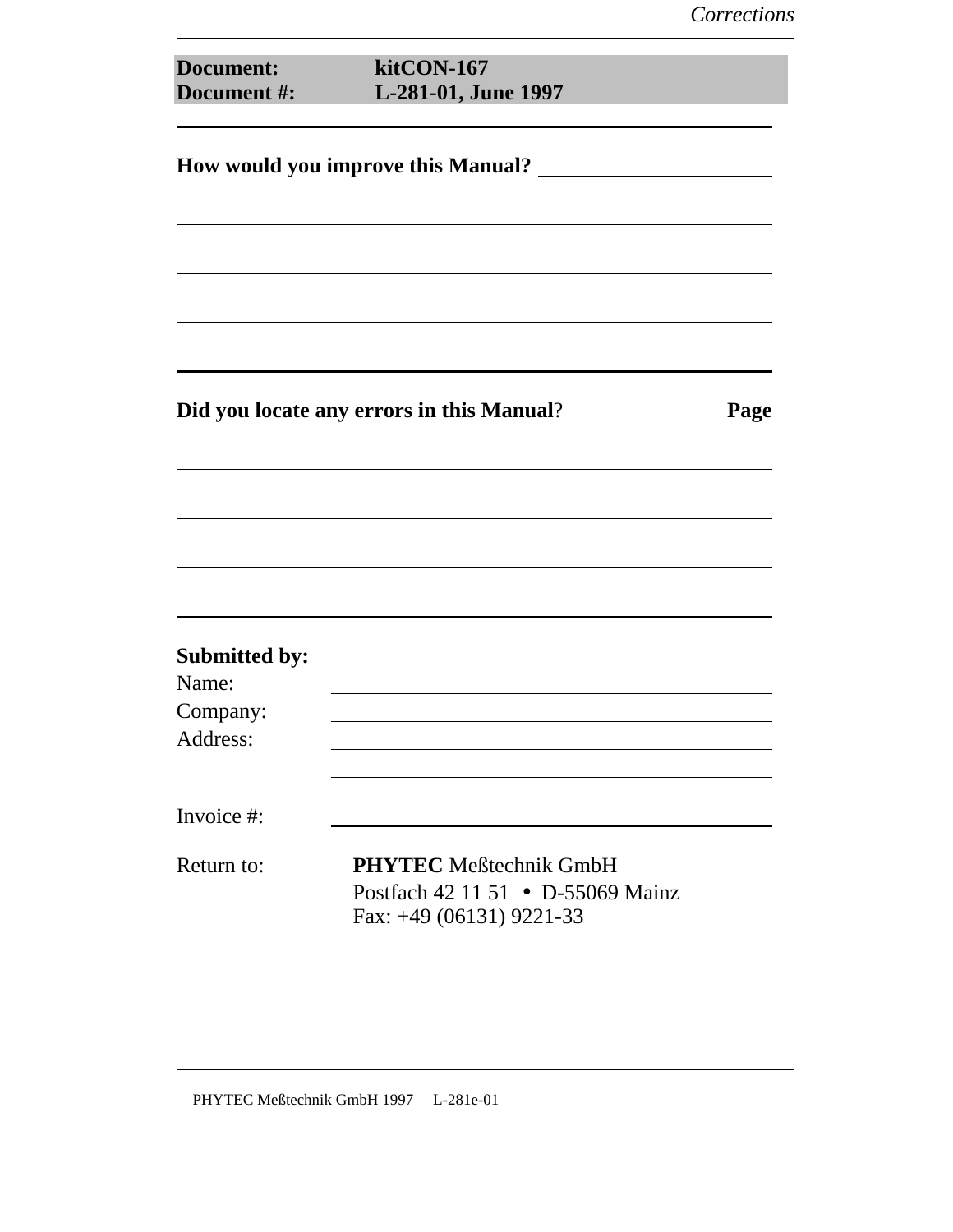| **Document:** | **kitCON-167** |
|---|---|
| **Document #:** | **L-281-01, June 1997** |

**How would you improve this Manual?**

**Did you locate any errors in this Manual?** **Page**

**Submitted by:**

Name:

Company:

Address:

Invoice #:

Return to: **PHYTEC** Meßtechnik GmbH
Postfach 42 11 51 • D-55069 Mainz
Fax: +49 (06131) 9221-33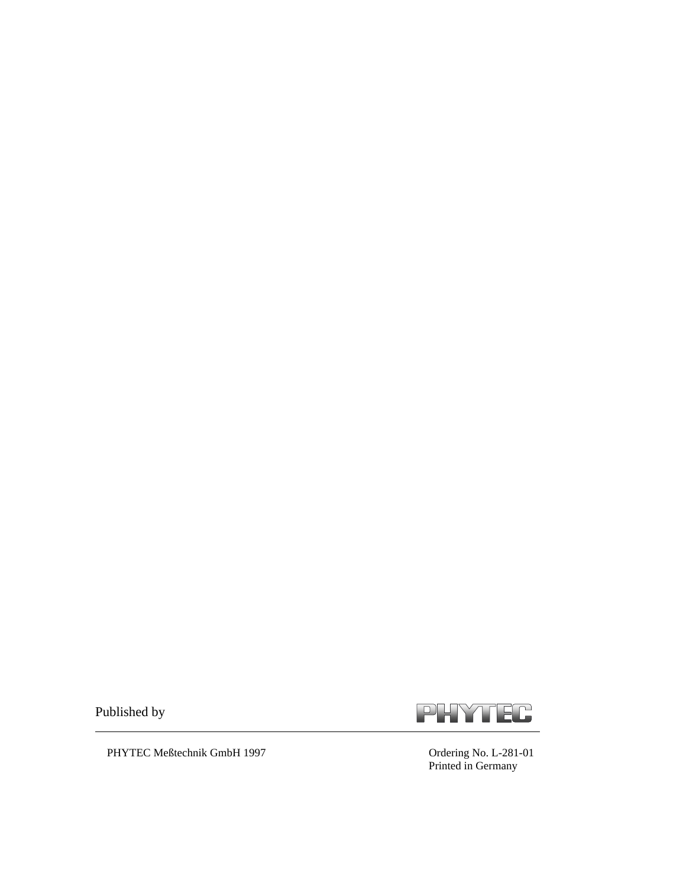Published by PHYTEC

---

PHYTEC Meßtechnik GmbH 1997

Ordering No. L-281-01
Printed in Germany